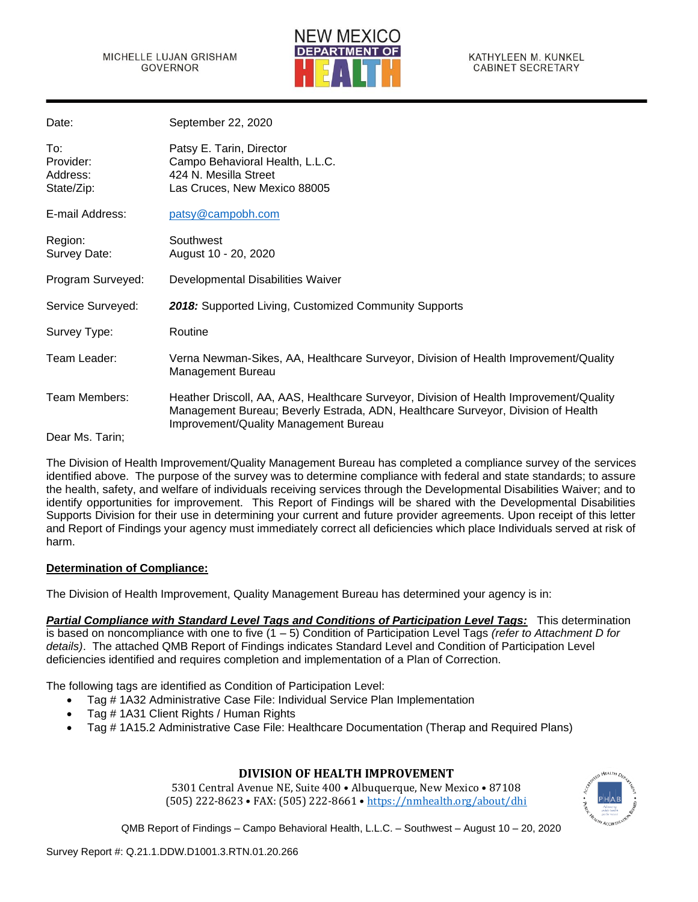MICHELLE LUJAN GRISHAM
GOVERNOR

NEW MEXICO
DEPARTMENT OF
HEALTH

KATHYLEEN M. KUNKEL
CABINET SECRETARY

| | |
|---|---|
| Date: | September 22, 2020 |
| To: | Patsy E. Tarin, Director |
| Provider: | Campo Behavioral Health, L.L.C. |
| Address: | 424 N. Mesilla Street |
| State/Zip: | Las Cruces, New Mexico 88005 |
| E-mail Address: | patsy@campobh.com |
| Region: | Southwest |
| Survey Date: | August 10 - 20, 2020 |
| Program Surveyed: | Developmental Disabilities Waiver |
| Service Surveyed: | ***2018:*** Supported Living, Customized Community Supports |
| Survey Type: | Routine |
| Team Leader: | Verna Newman-Sikes, AA, Healthcare Surveyor, Division of Health Improvement/Quality Management Bureau |
| Team Members: | Heather Driscoll, AA, AAS, Healthcare Surveyor, Division of Health Improvement/Quality Management Bureau; Beverly Estrada, ADN, Healthcare Surveyor, Division of Health Improvement/Quality Management Bureau |

Dear Ms. Tarin;

The Division of Health Improvement/Quality Management Bureau has completed a compliance survey of the services identified above. The purpose of the survey was to determine compliance with federal and state standards; to assure the health, safety, and welfare of individuals receiving services through the Developmental Disabilities Waiver; and to identify opportunities for improvement. This Report of Findings will be shared with the Developmental Disabilities Supports Division for their use in determining your current and future provider agreements. Upon receipt of this letter and Report of Findings your agency must immediately correct all deficiencies which place Individuals served at risk of harm.

**Determination of Compliance:**

The Division of Health Improvement, Quality Management Bureau has determined your agency is in:

***Partial Compliance with Standard Level Tags and Conditions of Participation Level Tags:*** This determination is based on noncompliance with one to five (1 – 5) Condition of Participation Level Tags *(refer to Attachment D for details)*. The attached QMB Report of Findings indicates Standard Level and Condition of Participation Level deficiencies identified and requires completion and implementation of a Plan of Correction.

The following tags are identified as Condition of Participation Level:

- Tag # 1A32 Administrative Case File: Individual Service Plan Implementation
- Tag # 1A31 Client Rights / Human Rights
- Tag # 1A15.2 Administrative Case File: Healthcare Documentation (Therap and Required Plans)

**DIVISION OF HEALTH IMPROVEMENT**
5301 Central Avenue NE, Suite 400 • Albuquerque, New Mexico • 87108
(505) 222-8623 • FAX: (505) 222-8661 • https://nmhealth.org/about/dhi

QMB Report of Findings – Campo Behavioral Health, L.L.C. – Southwest – August 10 – 20, 2020

Survey Report #: Q.21.1.DDW.D1001.3.RTN.01.20.266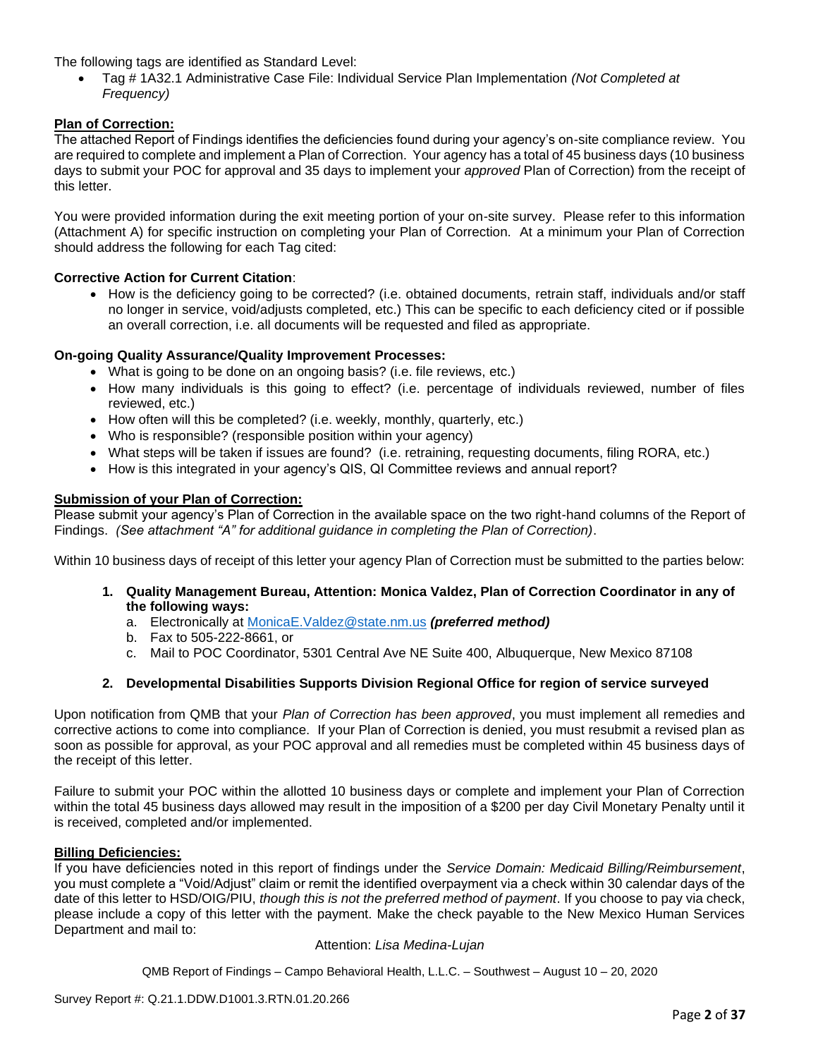The following tags are identified as Standard Level:

- Tag # 1A32.1 Administrative Case File: Individual Service Plan Implementation *(Not Completed at Frequency)*

**Plan of Correction:**

The attached Report of Findings identifies the deficiencies found during your agency's on-site compliance review. You are required to complete and implement a Plan of Correction. Your agency has a total of 45 business days (10 business days to submit your POC for approval and 35 days to implement your *approved* Plan of Correction) from the receipt of this letter.

You were provided information during the exit meeting portion of your on-site survey. Please refer to this information (Attachment A) for specific instruction on completing your Plan of Correction. At a minimum your Plan of Correction should address the following for each Tag cited:

**Corrective Action for Current Citation**:

- How is the deficiency going to be corrected? (i.e. obtained documents, retrain staff, individuals and/or staff no longer in service, void/adjusts completed, etc.) This can be specific to each deficiency cited or if possible an overall correction, i.e. all documents will be requested and filed as appropriate.

**On-going Quality Assurance/Quality Improvement Processes:**

- What is going to be done on an ongoing basis? (i.e. file reviews, etc.)
- How many individuals is this going to effect? (i.e. percentage of individuals reviewed, number of files reviewed, etc.)
- How often will this be completed? (i.e. weekly, monthly, quarterly, etc.)
- Who is responsible? (responsible position within your agency)
- What steps will be taken if issues are found? (i.e. retraining, requesting documents, filing RORA, etc.)
- How is this integrated in your agency's QIS, QI Committee reviews and annual report?

**Submission of your Plan of Correction:**

Please submit your agency's Plan of Correction in the available space on the two right-hand columns of the Report of Findings. *(See attachment "A" for additional guidance in completing the Plan of Correction)*.

Within 10 business days of receipt of this letter your agency Plan of Correction must be submitted to the parties below:

1. **Quality Management Bureau, Attention: Monica Valdez, Plan of Correction Coordinator in any of the following ways:**
   a. Electronically at MonicaE.Valdez@state.nm.us ***(preferred method)***
   b. Fax to 505-222-8661, or
   c. Mail to POC Coordinator, 5301 Central Ave NE Suite 400, Albuquerque, New Mexico 87108

2. **Developmental Disabilities Supports Division Regional Office for region of service surveyed**

Upon notification from QMB that your *Plan of Correction has been approved*, you must implement all remedies and corrective actions to come into compliance. If your Plan of Correction is denied, you must resubmit a revised plan as soon as possible for approval, as your POC approval and all remedies must be completed within 45 business days of the receipt of this letter.

Failure to submit your POC within the allotted 10 business days or complete and implement your Plan of Correction within the total 45 business days allowed may result in the imposition of a $200 per day Civil Monetary Penalty until it is received, completed and/or implemented.

**Billing Deficiencies:**

If you have deficiencies noted in this report of findings under the *Service Domain: Medicaid Billing/Reimbursement*, you must complete a "Void/Adjust" claim or remit the identified overpayment via a check within 30 calendar days of the date of this letter to HSD/OIG/PIU, *though this is not the preferred method of payment*. If you choose to pay via check, please include a copy of this letter with the payment. Make the check payable to the New Mexico Human Services Department and mail to:

Attention: *Lisa Medina-Lujan*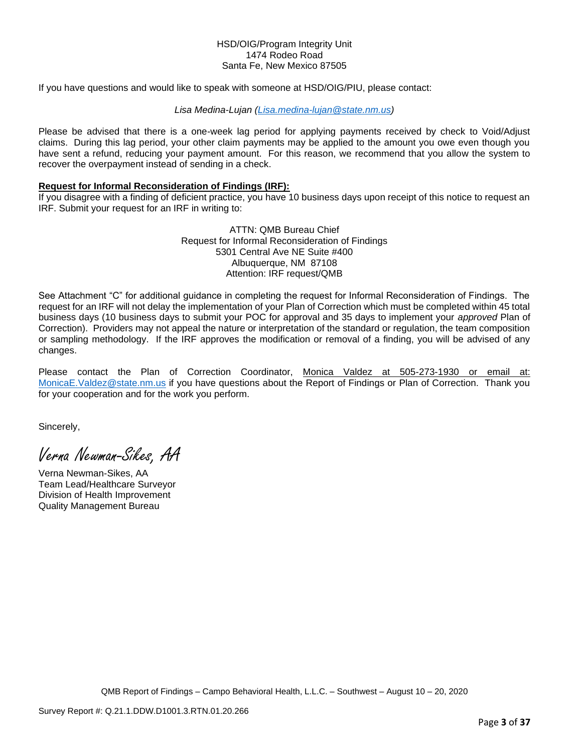HSD/OIG/Program Integrity Unit
1474 Rodeo Road
Santa Fe, New Mexico 87505

If you have questions and would like to speak with someone at HSD/OIG/PIU, please contact:

*Lisa Medina-Lujan (Lisa.medina-lujan@state.nm.us)*

Please be advised that there is a one-week lag period for applying payments received by check to Void/Adjust claims. During this lag period, your other claim payments may be applied to the amount you owe even though you have sent a refund, reducing your payment amount. For this reason, we recommend that you allow the system to recover the overpayment instead of sending in a check.

**Request for Informal Reconsideration of Findings (IRF):**

If you disagree with a finding of deficient practice, you have 10 business days upon receipt of this notice to request an IRF. Submit your request for an IRF in writing to:

ATTN: QMB Bureau Chief
Request for Informal Reconsideration of Findings
5301 Central Ave NE Suite #400
Albuquerque, NM 87108
Attention: IRF request/QMB

See Attachment "C" for additional guidance in completing the request for Informal Reconsideration of Findings. The request for an IRF will not delay the implementation of your Plan of Correction which must be completed within 45 total business days (10 business days to submit your POC for approval and 35 days to implement your *approved* Plan of Correction). Providers may not appeal the nature or interpretation of the standard or regulation, the team composition or sampling methodology. If the IRF approves the modification or removal of a finding, you will be advised of any changes.

Please contact the Plan of Correction Coordinator, Monica Valdez at 505-273-1930 or email at: MonicaE.Valdez@state.nm.us if you have questions about the Report of Findings or Plan of Correction. Thank you for your cooperation and for the work you perform.

Sincerely,

*Verna Newman-Sikes, AA*

Verna Newman-Sikes, AA
Team Lead/Healthcare Surveyor
Division of Health Improvement
Quality Management Bureau

QMB Report of Findings – Campo Behavioral Health, L.L.C. – Southwest – August 10 – 20, 2020

Survey Report #: Q.21.1.DDW.D1001.3.RTN.01.20.266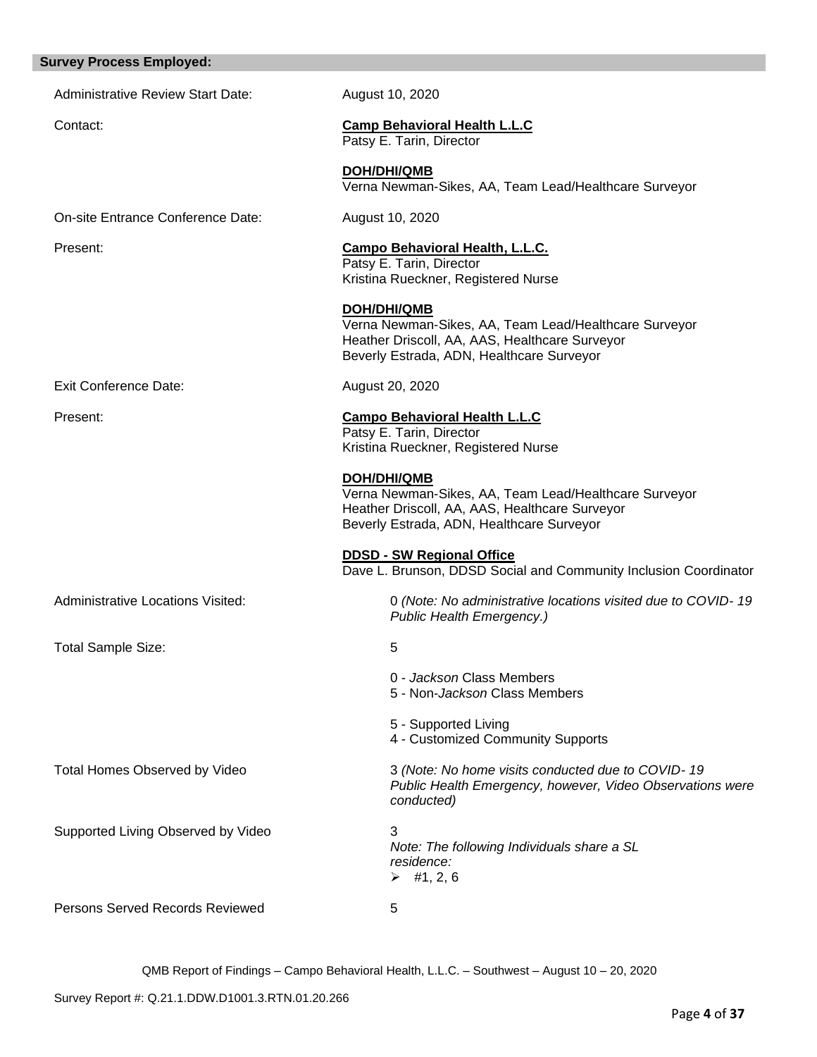**Survey Process Employed:**

| | |
|---|---|
| Administrative Review Start Date: | August 10, 2020 |
| Contact: | **Camp Behavioral Health L.L.C**<br>Patsy E. Tarin, Director<br><br>**DOH/DHI/QMB**<br>Verna Newman-Sikes, AA, Team Lead/Healthcare Surveyor |
| On-site Entrance Conference Date: | August 10, 2020 |
| Present: | **Campo Behavioral Health, L.L.C.**<br>Patsy E. Tarin, Director<br>Kristina Rueckner, Registered Nurse<br><br>**DOH/DHI/QMB**<br>Verna Newman-Sikes, AA, Team Lead/Healthcare Surveyor<br>Heather Driscoll, AA, AAS, Healthcare Surveyor<br>Beverly Estrada, ADN, Healthcare Surveyor |
| Exit Conference Date: | August 20, 2020 |
| Present: | **Campo Behavioral Health L.L.C**<br>Patsy E. Tarin, Director<br>Kristina Rueckner, Registered Nurse<br><br>**DOH/DHI/QMB**<br>Verna Newman-Sikes, AA, Team Lead/Healthcare Surveyor<br>Heather Driscoll, AA, AAS, Healthcare Surveyor<br>Beverly Estrada, ADN, Healthcare Surveyor<br><br>**DDSD - SW Regional Office**<br>Dave L. Brunson, DDSD Social and Community Inclusion Coordinator |
| Administrative Locations Visited: | 0 *(Note: No administrative locations visited due to COVID- 19 Public Health Emergency.)* |
| Total Sample Size: | 5<br><br>0 - *Jackson* Class Members<br>5 - Non-*Jackson* Class Members<br><br>5 - Supported Living<br>4 - Customized Community Supports |
| Total Homes Observed by Video | 3 *(Note: No home visits conducted due to COVID- 19 Public Health Emergency, however, Video Observations were conducted)* |
| Supported Living Observed by Video | 3<br>*Note: The following Individuals share a SL residence:*<br>➢ #1, 2, 6 |
| Persons Served Records Reviewed | 5 |

QMB Report of Findings – Campo Behavioral Health, L.L.C. – Southwest – August 10 – 20, 2020

Survey Report #: Q.21.1.DDW.D1001.3.RTN.01.20.266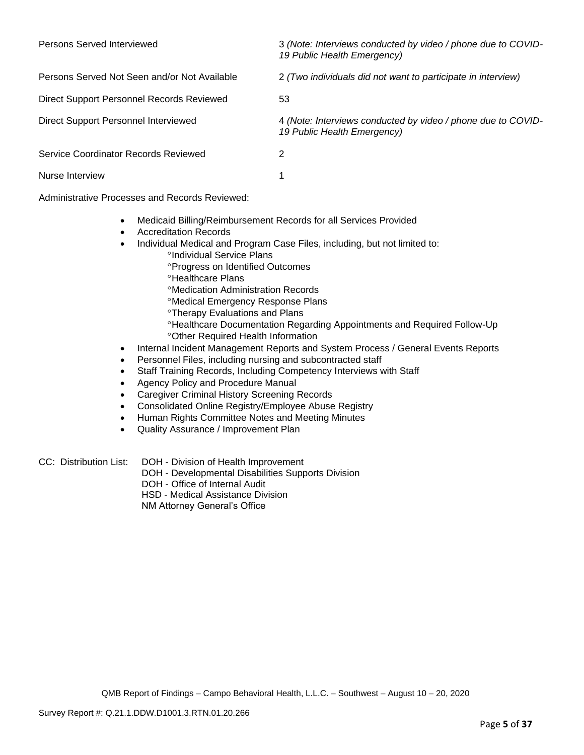| | |
|---|---|
| Persons Served Interviewed | 3 *(Note: Interviews conducted by video / phone due to COVID-19 Public Health Emergency)* |
| Persons Served Not Seen and/or Not Available | 2 *(Two individuals did not want to participate in interview)* |
| Direct Support Personnel Records Reviewed | 53 |
| Direct Support Personnel Interviewed | 4 *(Note: Interviews conducted by video / phone due to COVID-19 Public Health Emergency)* |
| Service Coordinator Records Reviewed | 2 |
| Nurse Interview | 1 |

Administrative Processes and Records Reviewed:

- Medicaid Billing/Reimbursement Records for all Services Provided
- Accreditation Records
- Individual Medical and Program Case Files, including, but not limited to:
    - Individual Service Plans
    - Progress on Identified Outcomes
    - Healthcare Plans
    - Medication Administration Records
    - Medical Emergency Response Plans
    - Therapy Evaluations and Plans
    - Healthcare Documentation Regarding Appointments and Required Follow-Up
    - Other Required Health Information
- Internal Incident Management Reports and System Process / General Events Reports
- Personnel Files, including nursing and subcontracted staff
- Staff Training Records, Including Competency Interviews with Staff
- Agency Policy and Procedure Manual
- Caregiver Criminal History Screening Records
- Consolidated Online Registry/Employee Abuse Registry
- Human Rights Committee Notes and Meeting Minutes
- Quality Assurance / Improvement Plan

CC: Distribution List:
DOH - Division of Health Improvement
DOH - Developmental Disabilities Supports Division
DOH - Office of Internal Audit
HSD - Medical Assistance Division
NM Attorney General's Office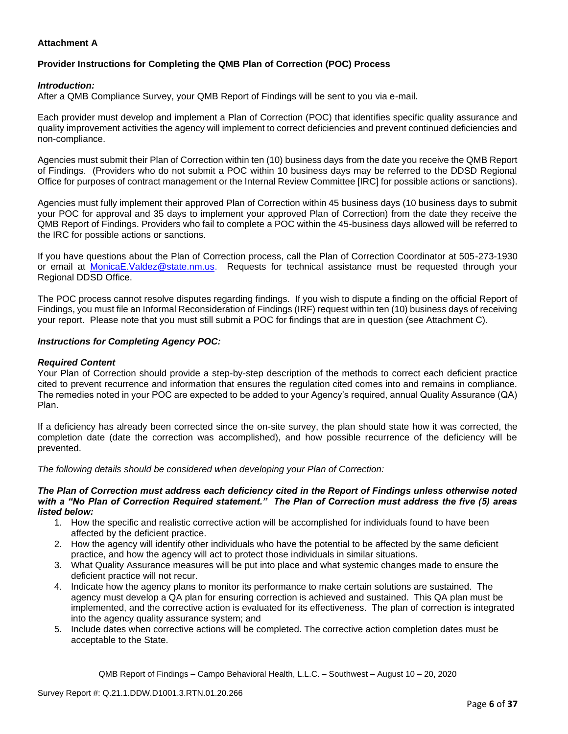**Attachment A**

**Provider Instructions for Completing the QMB Plan of Correction (POC) Process**

***Introduction:***
After a QMB Compliance Survey, your QMB Report of Findings will be sent to you via e-mail.

Each provider must develop and implement a Plan of Correction (POC) that identifies specific quality assurance and quality improvement activities the agency will implement to correct deficiencies and prevent continued deficiencies and non-compliance.

Agencies must submit their Plan of Correction within ten (10) business days from the date you receive the QMB Report of Findings. (Providers who do not submit a POC within 10 business days may be referred to the DDSD Regional Office for purposes of contract management or the Internal Review Committee [IRC] for possible actions or sanctions).

Agencies must fully implement their approved Plan of Correction within 45 business days (10 business days to submit your POC for approval and 35 days to implement your approved Plan of Correction) from the date they receive the QMB Report of Findings. Providers who fail to complete a POC within the 45-business days allowed will be referred to the IRC for possible actions or sanctions.

If you have questions about the Plan of Correction process, call the Plan of Correction Coordinator at 505-273-1930 or email at MonicaE.Valdez@state.nm.us. Requests for technical assistance must be requested through your Regional DDSD Office.

The POC process cannot resolve disputes regarding findings. If you wish to dispute a finding on the official Report of Findings, you must file an Informal Reconsideration of Findings (IRF) request within ten (10) business days of receiving your report. Please note that you must still submit a POC for findings that are in question (see Attachment C).

***Instructions for Completing Agency POC:***

***Required Content***
Your Plan of Correction should provide a step-by-step description of the methods to correct each deficient practice cited to prevent recurrence and information that ensures the regulation cited comes into and remains in compliance. The remedies noted in your POC are expected to be added to your Agency's required, annual Quality Assurance (QA) Plan.

If a deficiency has already been corrected since the on-site survey, the plan should state how it was corrected, the completion date (date the correction was accomplished), and how possible recurrence of the deficiency will be prevented.

*The following details should be considered when developing your Plan of Correction:*

***The Plan of Correction must address each deficiency cited in the Report of Findings unless otherwise noted with a "No Plan of Correction Required statement." The Plan of Correction must address the five (5) areas listed below:***

1. How the specific and realistic corrective action will be accomplished for individuals found to have been affected by the deficient practice.
2. How the agency will identify other individuals who have the potential to be affected by the same deficient practice, and how the agency will act to protect those individuals in similar situations.
3. What Quality Assurance measures will be put into place and what systemic changes made to ensure the deficient practice will not recur.
4. Indicate how the agency plans to monitor its performance to make certain solutions are sustained. The agency must develop a QA plan for ensuring correction is achieved and sustained. This QA plan must be implemented, and the corrective action is evaluated for its effectiveness. The plan of correction is integrated into the agency quality assurance system; and
5. Include dates when corrective actions will be completed. The corrective action completion dates must be acceptable to the State.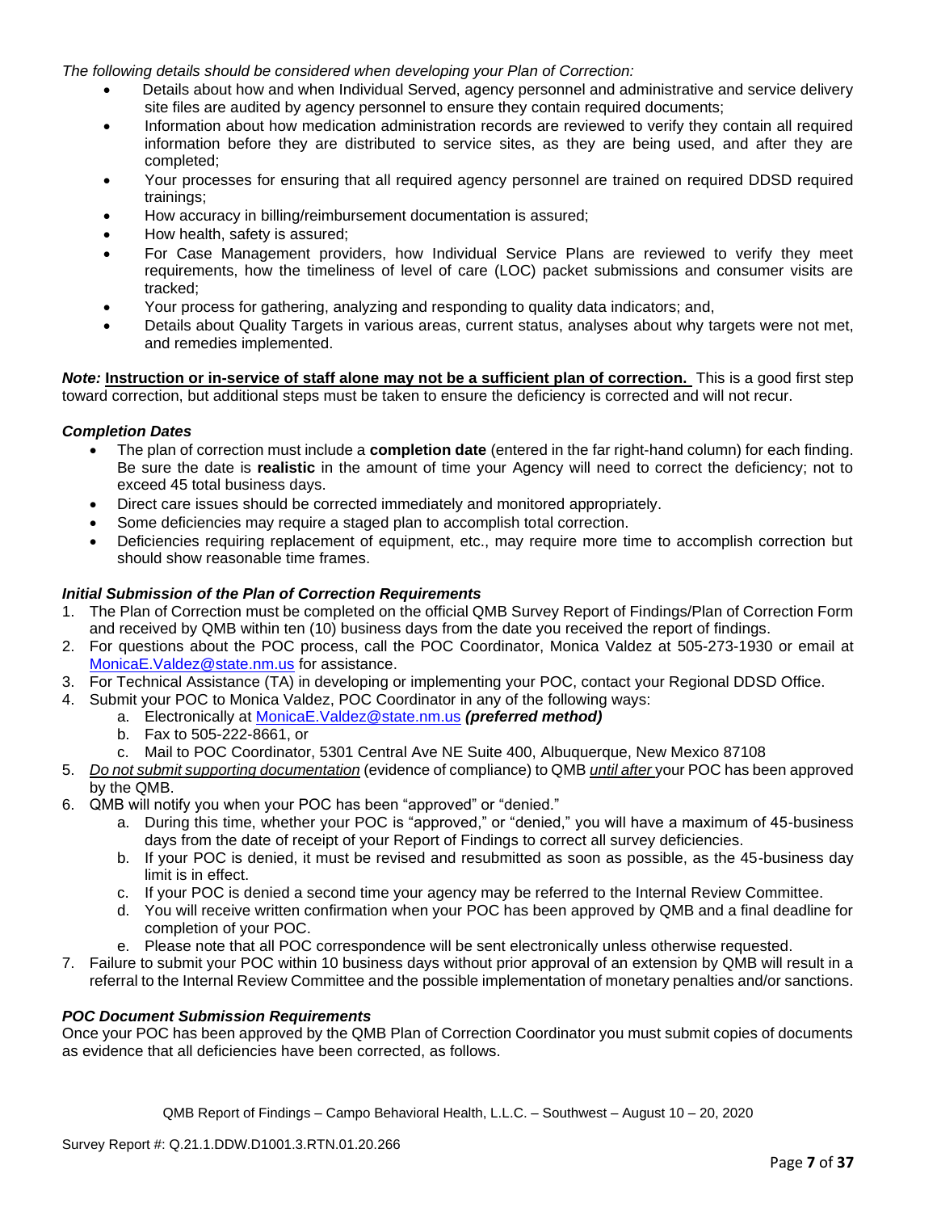*The following details should be considered when developing your Plan of Correction:*

- Details about how and when Individual Served, agency personnel and administrative and service delivery site files are audited by agency personnel to ensure they contain required documents;
- Information about how medication administration records are reviewed to verify they contain all required information before they are distributed to service sites, as they are being used, and after they are completed;
- Your processes for ensuring that all required agency personnel are trained on required DDSD required trainings;
- How accuracy in billing/reimbursement documentation is assured;
- How health, safety is assured;
- For Case Management providers, how Individual Service Plans are reviewed to verify they meet requirements, how the timeliness of level of care (LOC) packet submissions and consumer visits are tracked;
- Your process for gathering, analyzing and responding to quality data indicators; and,
- Details about Quality Targets in various areas, current status, analyses about why targets were not met, and remedies implemented.

***Note:*** **Instruction or in-service of staff alone may not be a sufficient plan of correction.** This is a good first step toward correction, but additional steps must be taken to ensure the deficiency is corrected and will not recur.

***Completion Dates***

- The plan of correction must include a **completion date** (entered in the far right-hand column) for each finding. Be sure the date is **realistic** in the amount of time your Agency will need to correct the deficiency; not to exceed 45 total business days.
- Direct care issues should be corrected immediately and monitored appropriately.
- Some deficiencies may require a staged plan to accomplish total correction.
- Deficiencies requiring replacement of equipment, etc., may require more time to accomplish correction but should show reasonable time frames.

***Initial Submission of the Plan of Correction Requirements***

1. The Plan of Correction must be completed on the official QMB Survey Report of Findings/Plan of Correction Form and received by QMB within ten (10) business days from the date you received the report of findings.
2. For questions about the POC process, call the POC Coordinator, Monica Valdez at 505-273-1930 or email at MonicaE.Valdez@state.nm.us for assistance.
3. For Technical Assistance (TA) in developing or implementing your POC, contact your Regional DDSD Office.
4. Submit your POC to Monica Valdez, POC Coordinator in any of the following ways:
   a. Electronically at MonicaE.Valdez@state.nm.us ***(preferred method)***
   b. Fax to 505-222-8661, or
   c. Mail to POC Coordinator, 5301 Central Ave NE Suite 400, Albuquerque, New Mexico 87108
5. *Do not submit supporting documentation* (evidence of compliance) to QMB *until after* your POC has been approved by the QMB.
6. QMB will notify you when your POC has been "approved" or "denied."
   a. During this time, whether your POC is "approved," or "denied," you will have a maximum of 45-business days from the date of receipt of your Report of Findings to correct all survey deficiencies.
   b. If your POC is denied, it must be revised and resubmitted as soon as possible, as the 45-business day limit is in effect.
   c. If your POC is denied a second time your agency may be referred to the Internal Review Committee.
   d. You will receive written confirmation when your POC has been approved by QMB and a final deadline for completion of your POC.
   e. Please note that all POC correspondence will be sent electronically unless otherwise requested.
7. Failure to submit your POC within 10 business days without prior approval of an extension by QMB will result in a referral to the Internal Review Committee and the possible implementation of monetary penalties and/or sanctions.

***POC Document Submission Requirements***

Once your POC has been approved by the QMB Plan of Correction Coordinator you must submit copies of documents as evidence that all deficiencies have been corrected, as follows.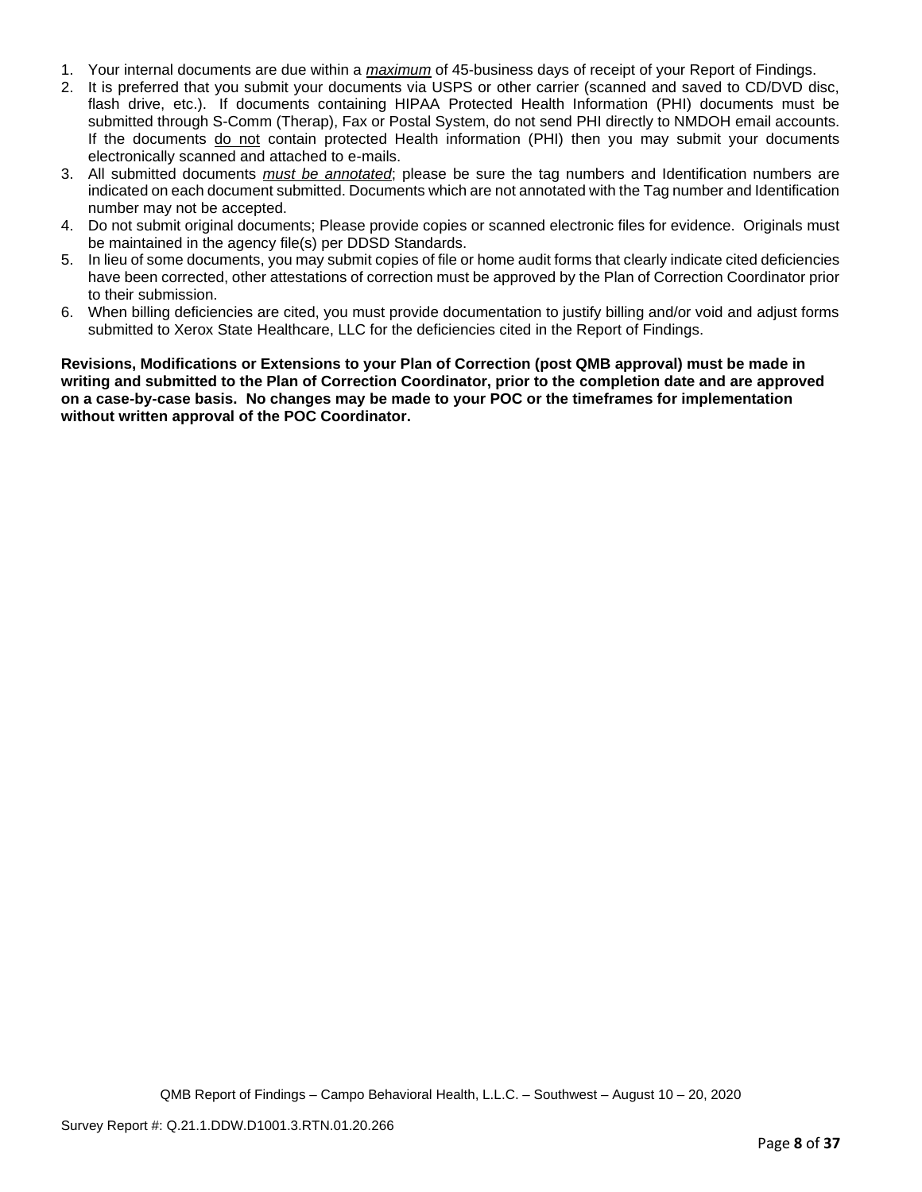1. Your internal documents are due within a *maximum* of 45-business days of receipt of your Report of Findings.
2. It is preferred that you submit your documents via USPS or other carrier (scanned and saved to CD/DVD disc, flash drive, etc.). If documents containing HIPAA Protected Health Information (PHI) documents must be submitted through S-Comm (Therap), Fax or Postal System, do not send PHI directly to NMDOH email accounts. If the documents do not contain protected Health information (PHI) then you may submit your documents electronically scanned and attached to e-mails.
3. All submitted documents *must be annotated*; please be sure the tag numbers and Identification numbers are indicated on each document submitted. Documents which are not annotated with the Tag number and Identification number may not be accepted.
4. Do not submit original documents; Please provide copies or scanned electronic files for evidence. Originals must be maintained in the agency file(s) per DDSD Standards.
5. In lieu of some documents, you may submit copies of file or home audit forms that clearly indicate cited deficiencies have been corrected, other attestations of correction must be approved by the Plan of Correction Coordinator prior to their submission.
6. When billing deficiencies are cited, you must provide documentation to justify billing and/or void and adjust forms submitted to Xerox State Healthcare, LLC for the deficiencies cited in the Report of Findings.

**Revisions, Modifications or Extensions to your Plan of Correction (post QMB approval) must be made in writing and submitted to the Plan of Correction Coordinator, prior to the completion date and are approved on a case-by-case basis. No changes may be made to your POC or the timeframes for implementation without written approval of the POC Coordinator.**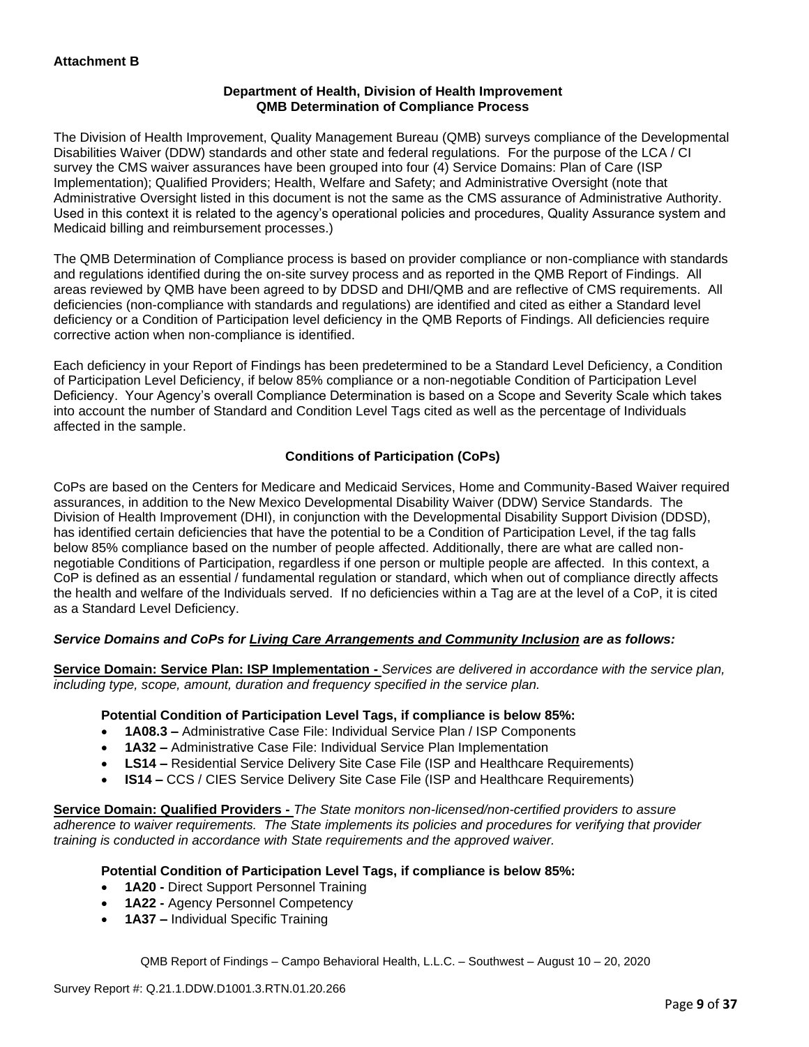**Attachment B**

**Department of Health, Division of Health Improvement**
**QMB Determination of Compliance Process**

The Division of Health Improvement, Quality Management Bureau (QMB) surveys compliance of the Developmental Disabilities Waiver (DDW) standards and other state and federal regulations. For the purpose of the LCA / CI survey the CMS waiver assurances have been grouped into four (4) Service Domains: Plan of Care (ISP Implementation); Qualified Providers; Health, Welfare and Safety; and Administrative Oversight (note that Administrative Oversight listed in this document is not the same as the CMS assurance of Administrative Authority. Used in this context it is related to the agency's operational policies and procedures, Quality Assurance system and Medicaid billing and reimbursement processes.)

The QMB Determination of Compliance process is based on provider compliance or non-compliance with standards and regulations identified during the on-site survey process and as reported in the QMB Report of Findings. All areas reviewed by QMB have been agreed to by DDSD and DHI/QMB and are reflective of CMS requirements. All deficiencies (non-compliance with standards and regulations) are identified and cited as either a Standard level deficiency or a Condition of Participation level deficiency in the QMB Reports of Findings. All deficiencies require corrective action when non-compliance is identified.

Each deficiency in your Report of Findings has been predetermined to be a Standard Level Deficiency, a Condition of Participation Level Deficiency, if below 85% compliance or a non-negotiable Condition of Participation Level Deficiency. Your Agency's overall Compliance Determination is based on a Scope and Severity Scale which takes into account the number of Standard and Condition Level Tags cited as well as the percentage of Individuals affected in the sample.

**Conditions of Participation (CoPs)**

CoPs are based on the Centers for Medicare and Medicaid Services, Home and Community-Based Waiver required assurances, in addition to the New Mexico Developmental Disability Waiver (DDW) Service Standards. The Division of Health Improvement (DHI), in conjunction with the Developmental Disability Support Division (DDSD), has identified certain deficiencies that have the potential to be a Condition of Participation Level, if the tag falls below 85% compliance based on the number of people affected. Additionally, there are what are called non-negotiable Conditions of Participation, regardless if one person or multiple people are affected. In this context, a CoP is defined as an essential / fundamental regulation or standard, which when out of compliance directly affects the health and welfare of the Individuals served. If no deficiencies within a Tag are at the level of a CoP, it is cited as a Standard Level Deficiency.

***Service Domains and CoPs for Living Care Arrangements and Community Inclusion are as follows:***

**Service Domain: Service Plan: ISP Implementation -** *Services are delivered in accordance with the service plan, including type, scope, amount, duration and frequency specified in the service plan.*

**Potential Condition of Participation Level Tags, if compliance is below 85%:**

- **1A08.3 –** Administrative Case File: Individual Service Plan / ISP Components
- **1A32 –** Administrative Case File: Individual Service Plan Implementation
- **LS14 –** Residential Service Delivery Site Case File (ISP and Healthcare Requirements)
- **IS14 –** CCS / CIES Service Delivery Site Case File (ISP and Healthcare Requirements)

**Service Domain: Qualified Providers -** *The State monitors non-licensed/non-certified providers to assure adherence to waiver requirements. The State implements its policies and procedures for verifying that provider training is conducted in accordance with State requirements and the approved waiver.*

**Potential Condition of Participation Level Tags, if compliance is below 85%:**

- **1A20 -** Direct Support Personnel Training
- **1A22 -** Agency Personnel Competency
- **1A37 –** Individual Specific Training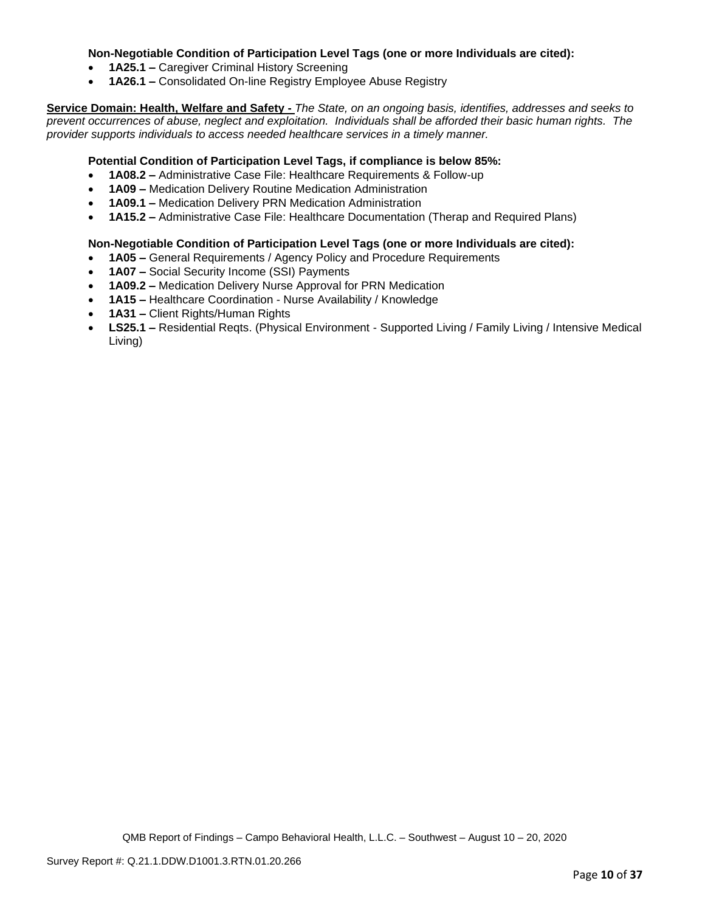**Non-Negotiable Condition of Participation Level Tags (one or more Individuals are cited):**

- **1A25.1 –** Caregiver Criminal History Screening
- **1A26.1 –** Consolidated On-line Registry Employee Abuse Registry

**Service Domain: Health, Welfare and Safety -** *The State, on an ongoing basis, identifies, addresses and seeks to prevent occurrences of abuse, neglect and exploitation. Individuals shall be afforded their basic human rights. The provider supports individuals to access needed healthcare services in a timely manner.*

**Potential Condition of Participation Level Tags, if compliance is below 85%:**

- **1A08.2 –** Administrative Case File: Healthcare Requirements & Follow-up
- **1A09 –** Medication Delivery Routine Medication Administration
- **1A09.1 –** Medication Delivery PRN Medication Administration
- **1A15.2 –** Administrative Case File: Healthcare Documentation (Therap and Required Plans)

**Non-Negotiable Condition of Participation Level Tags (one or more Individuals are cited):**

- **1A05 –** General Requirements / Agency Policy and Procedure Requirements
- **1A07 –** Social Security Income (SSI) Payments
- **1A09.2 –** Medication Delivery Nurse Approval for PRN Medication
- **1A15 –** Healthcare Coordination - Nurse Availability / Knowledge
- **1A31 –** Client Rights/Human Rights
- **LS25.1 –** Residential Reqts. (Physical Environment - Supported Living / Family Living / Intensive Medical Living)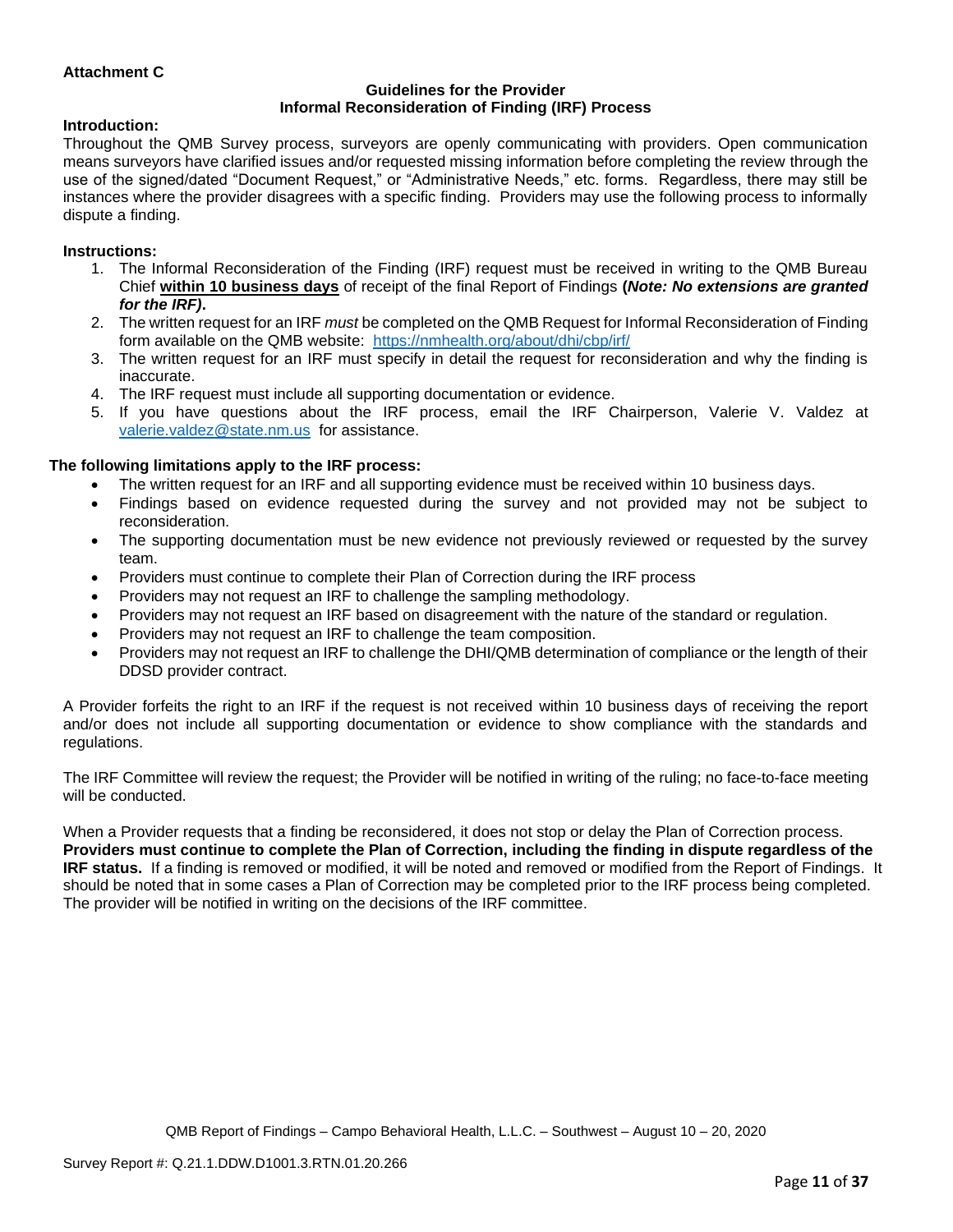**Attachment C**

**Guidelines for the Provider**
**Informal Reconsideration of Finding (IRF) Process**

**Introduction:**

Throughout the QMB Survey process, surveyors are openly communicating with providers. Open communication means surveyors have clarified issues and/or requested missing information before completing the review through the use of the signed/dated "Document Request," or "Administrative Needs," etc. forms. Regardless, there may still be instances where the provider disagrees with a specific finding. Providers may use the following process to informally dispute a finding.

**Instructions:**

1. The Informal Reconsideration of the Finding (IRF) request must be received in writing to the QMB Bureau Chief **within 10 business days** of receipt of the final Report of Findings **(*Note: No extensions are granted for the IRF)*.**
2. The written request for an IRF *must* be completed on the QMB Request for Informal Reconsideration of Finding form available on the QMB website: https://nmhealth.org/about/dhi/cbp/irf/
3. The written request for an IRF must specify in detail the request for reconsideration and why the finding is inaccurate.
4. The IRF request must include all supporting documentation or evidence.
5. If you have questions about the IRF process, email the IRF Chairperson, Valerie V. Valdez at valerie.valdez@state.nm.us for assistance.

**The following limitations apply to the IRF process:**

- The written request for an IRF and all supporting evidence must be received within 10 business days.
- Findings based on evidence requested during the survey and not provided may not be subject to reconsideration.
- The supporting documentation must be new evidence not previously reviewed or requested by the survey team.
- Providers must continue to complete their Plan of Correction during the IRF process
- Providers may not request an IRF to challenge the sampling methodology.
- Providers may not request an IRF based on disagreement with the nature of the standard or regulation.
- Providers may not request an IRF to challenge the team composition.
- Providers may not request an IRF to challenge the DHI/QMB determination of compliance or the length of their DDSD provider contract.

A Provider forfeits the right to an IRF if the request is not received within 10 business days of receiving the report and/or does not include all supporting documentation or evidence to show compliance with the standards and regulations.

The IRF Committee will review the request; the Provider will be notified in writing of the ruling; no face-to-face meeting will be conducted.

When a Provider requests that a finding be reconsidered, it does not stop or delay the Plan of Correction process. **Providers must continue to complete the Plan of Correction, including the finding in dispute regardless of the IRF status.** If a finding is removed or modified, it will be noted and removed or modified from the Report of Findings. It should be noted that in some cases a Plan of Correction may be completed prior to the IRF process being completed. The provider will be notified in writing on the decisions of the IRF committee.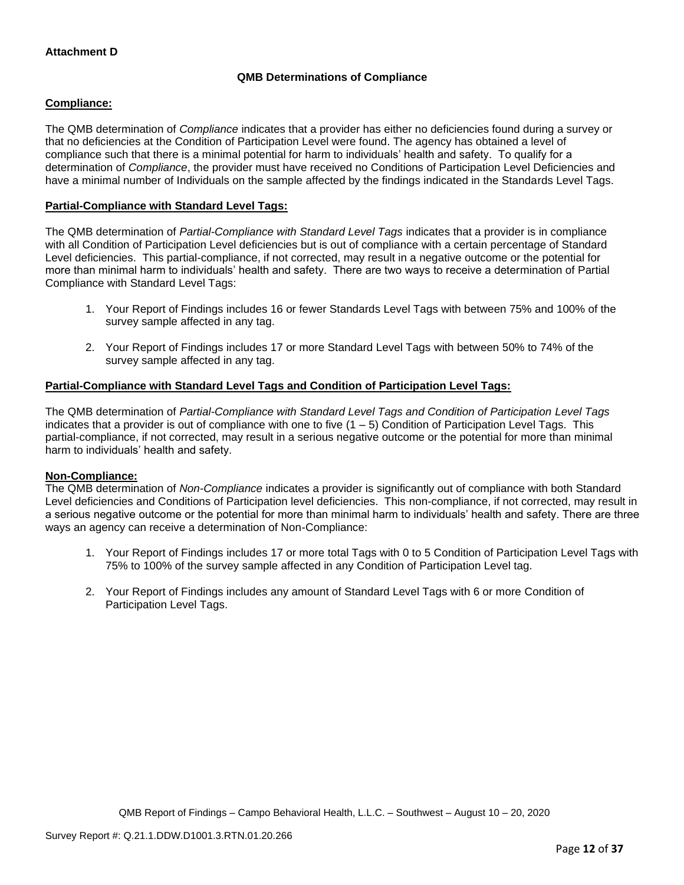**Attachment D**

**QMB Determinations of Compliance**

**Compliance:**

The QMB determination of *Compliance* indicates that a provider has either no deficiencies found during a survey or that no deficiencies at the Condition of Participation Level were found. The agency has obtained a level of compliance such that there is a minimal potential for harm to individuals' health and safety. To qualify for a determination of *Compliance*, the provider must have received no Conditions of Participation Level Deficiencies and have a minimal number of Individuals on the sample affected by the findings indicated in the Standards Level Tags.

**Partial-Compliance with Standard Level Tags:**

The QMB determination of *Partial-Compliance with Standard Level Tags* indicates that a provider is in compliance with all Condition of Participation Level deficiencies but is out of compliance with a certain percentage of Standard Level deficiencies. This partial-compliance, if not corrected, may result in a negative outcome or the potential for more than minimal harm to individuals' health and safety. There are two ways to receive a determination of Partial Compliance with Standard Level Tags:

1. Your Report of Findings includes 16 or fewer Standards Level Tags with between 75% and 100% of the survey sample affected in any tag.
2. Your Report of Findings includes 17 or more Standard Level Tags with between 50% to 74% of the survey sample affected in any tag.

**Partial-Compliance with Standard Level Tags and Condition of Participation Level Tags:**

The QMB determination of *Partial-Compliance with Standard Level Tags and Condition of Participation Level Tags* indicates that a provider is out of compliance with one to five (1 – 5) Condition of Participation Level Tags. This partial-compliance, if not corrected, may result in a serious negative outcome or the potential for more than minimal harm to individuals' health and safety.

**Non-Compliance:**

The QMB determination of *Non-Compliance* indicates a provider is significantly out of compliance with both Standard Level deficiencies and Conditions of Participation level deficiencies. This non-compliance, if not corrected, may result in a serious negative outcome or the potential for more than minimal harm to individuals' health and safety. There are three ways an agency can receive a determination of Non-Compliance:

1. Your Report of Findings includes 17 or more total Tags with 0 to 5 Condition of Participation Level Tags with 75% to 100% of the survey sample affected in any Condition of Participation Level tag.
2. Your Report of Findings includes any amount of Standard Level Tags with 6 or more Condition of Participation Level Tags.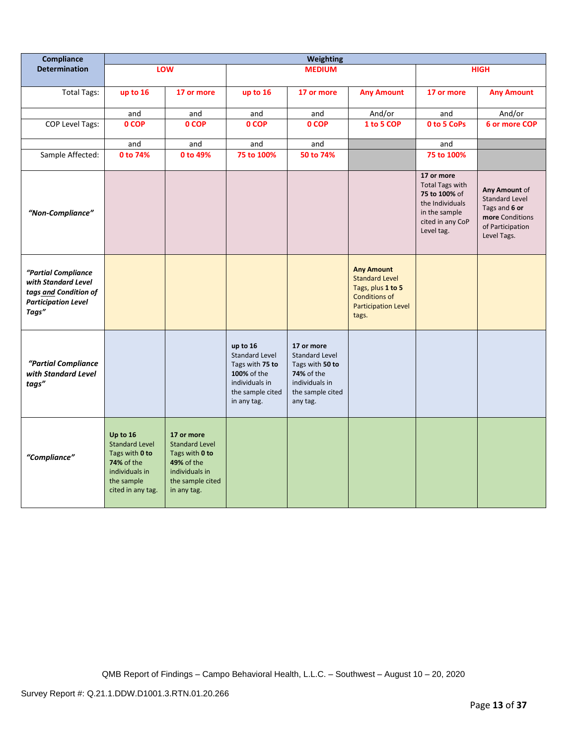| Compliance Determination | Weighting | | | | | | |
|---|---|---|---|---|---|---|---|
| | LOW | | MEDIUM | | | HIGH | |
| Total Tags: | up to 16 | 17 or more | up to 16 | 17 or more | Any Amount | 17 or more | Any Amount |
| | and | and | and | and | And/or | and | And/or |
| COP Level Tags: | 0 COP | 0 COP | 0 COP | 0 COP | 1 to 5 COP | 0 to 5 CoPs | 6 or more COP |
| | and | and | and | and | | and | |
| Sample Affected: | 0 to 74% | 0 to 49% | 75 to 100% | 50 to 74% | | 75 to 100% | |
| *"Non-Compliance"* | | | | | | **17 or more** Total Tags with **75 to 100%** of the Individuals in the sample cited in any CoP Level tag. | **Any Amount** of Standard Level Tags and **6 or more** Conditions of Participation Level Tags. |
| *"Partial Compliance with Standard Level tags and Condition of Participation Level Tags"* | | | | | **Any Amount** Standard Level Tags, plus **1 to 5** Conditions of Participation Level tags. | | |
| *"Partial Compliance with Standard Level tags"* | | | **up to 16** Standard Level Tags with **75 to 100%** of the individuals in the sample cited in any tag. | **17 or more** Standard Level Tags with **50 to 74%** of the individuals in the sample cited any tag. | | | |
| *"Compliance"* | **Up to 16** Standard Level Tags with **0 to 74%** of the individuals in the sample cited in any tag. | **17 or more** Standard Level Tags with **0 to 49%** of the individuals in the sample cited in any tag. | | | | | |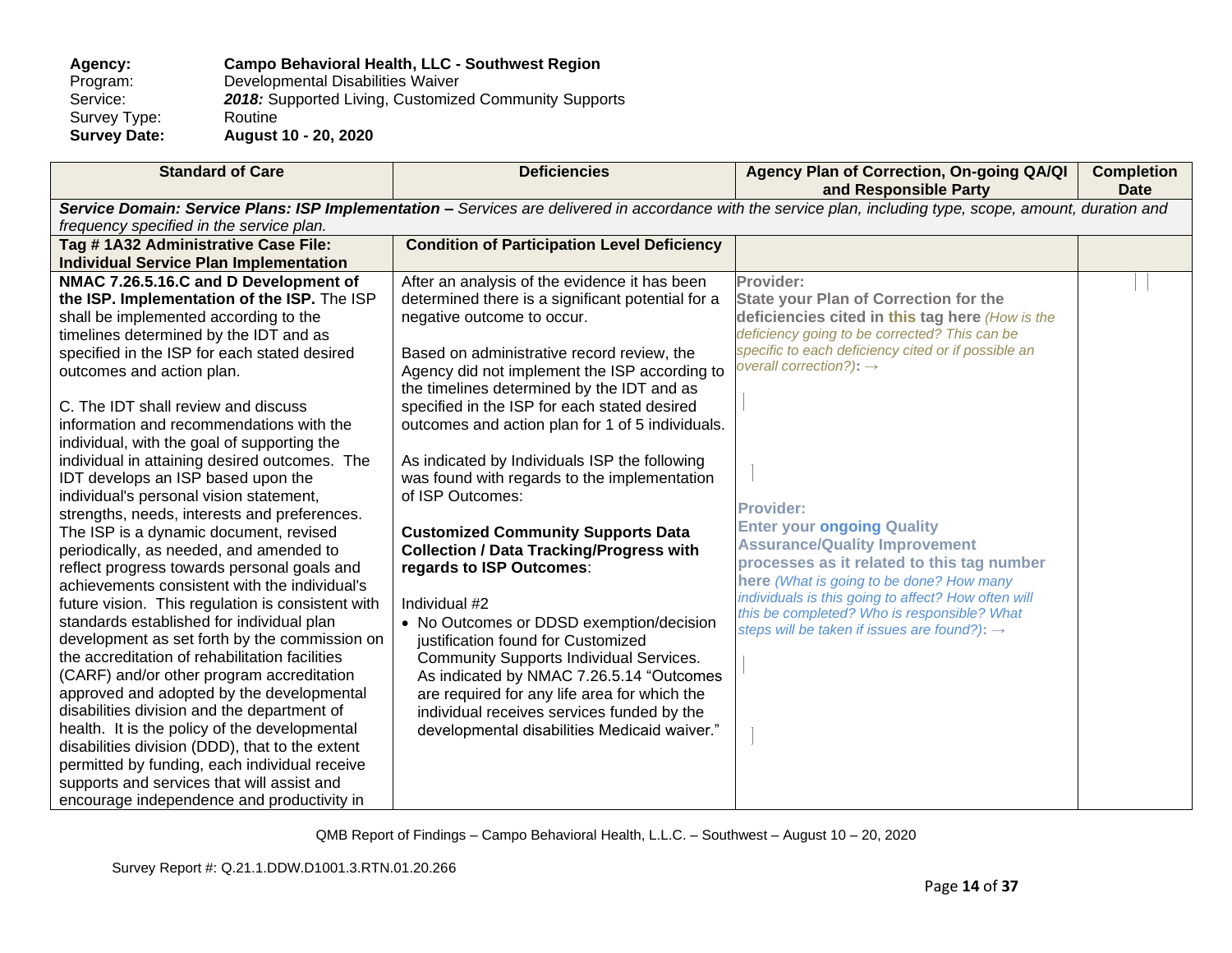**Agency:** **Campo Behavioral Health, LLC - Southwest Region**
Program: Developmental Disabilities Waiver
Service: ***2018:*** Supported Living, Customized Community Supports
Survey Type: Routine
**Survey Date:** **August 10 - 20, 2020**

| Standard of Care | Deficiencies | Agency Plan of Correction, On-going QA/QI and Responsible Party | Completion Date |
|---|---|---|---|
| ***Service Domain: Service Plans: ISP Implementation –*** *Services are delivered in accordance with the service plan, including type, scope, amount, duration and frequency specified in the service plan.* | | | |
| **Tag # 1A32 Administrative Case File: Individual Service Plan Implementation** | **Condition of Participation Level Deficiency** | | |
| **NMAC 7.26.5.16.C and D Development of the ISP. Implementation of the ISP.** The ISP shall be implemented according to the timelines determined by the IDT and as specified in the ISP for each stated desired outcomes and action plan.<br><br>C. The IDT shall review and discuss information and recommendations with the individual, with the goal of supporting the individual in attaining desired outcomes. The IDT develops an ISP based upon the individual's personal vision statement, strengths, needs, interests and preferences. The ISP is a dynamic document, revised periodically, as needed, and amended to reflect progress towards personal goals and achievements consistent with the individual's future vision. This regulation is consistent with standards established for individual plan development as set forth by the commission on the accreditation of rehabilitation facilities (CARF) and/or other program accreditation approved and adopted by the developmental disabilities division and the department of health. It is the policy of the developmental disabilities division (DDD), that to the extent permitted by funding, each individual receive supports and services that will assist and encourage independence and productivity in | After an analysis of the evidence it has been determined there is a significant potential for a negative outcome to occur.<br><br>Based on administrative record review, the Agency did not implement the ISP according to the timelines determined by the IDT and as specified in the ISP for each stated desired outcomes and action plan for 1 of 5 individuals.<br><br>As indicated by Individuals ISP the following was found with regards to the implementation of ISP Outcomes:<br><br>**Customized Community Supports Data Collection / Data Tracking/Progress with regards to ISP Outcomes**:<br><br>Individual #2<br>• No Outcomes or DDSD exemption/decision justification found for Customized Community Supports Individual Services. As indicated by NMAC 7.26.5.14 "Outcomes are required for any life area for which the individual receives services funded by the developmental disabilities Medicaid waiver." | **Provider:**<br>**State your Plan of Correction for the deficiencies cited in this tag here** *(How is the deficiency going to be corrected? This can be specific to each deficiency cited or if possible an overall correction?):* →<br><br>**Provider:**<br>**Enter your ongoing Quality Assurance/Quality Improvement processes as it related to this tag number here** *(What is going to be done? How many individuals is this going to affect? How often will this be completed? Who is responsible? What steps will be taken if issues are found?):* → | |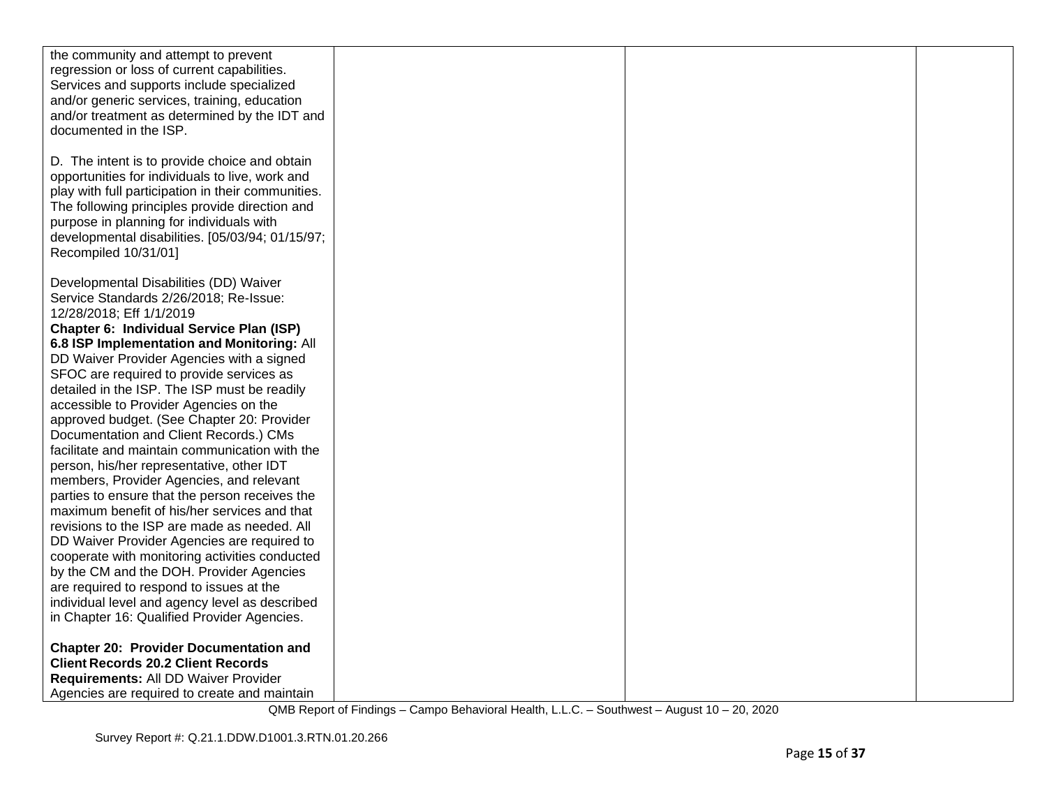| | | | |
|---|---|---|---|
| the community and attempt to prevent regression or loss of current capabilities. Services and supports include specialized and/or generic services, training, education and/or treatment as determined by the IDT and documented in the ISP.<br><br>D. The intent is to provide choice and obtain opportunities for individuals to live, work and play with full participation in their communities. The following principles provide direction and purpose in planning for individuals with developmental disabilities. [05/03/94; 01/15/97; Recompiled 10/31/01]<br><br>Developmental Disabilities (DD) Waiver Service Standards 2/26/2018; Re-Issue: 12/28/2018; Eff 1/1/2019<br>**Chapter 6: Individual Service Plan (ISP) 6.8 ISP Implementation and Monitoring:** All DD Waiver Provider Agencies with a signed SFOC are required to provide services as detailed in the ISP. The ISP must be readily accessible to Provider Agencies on the approved budget. (See Chapter 20: Provider Documentation and Client Records.) CMs facilitate and maintain communication with the person, his/her representative, other IDT members, Provider Agencies, and relevant parties to ensure that the person receives the maximum benefit of his/her services and that revisions to the ISP are made as needed. All DD Waiver Provider Agencies are required to cooperate with monitoring activities conducted by the CM and the DOH. Provider Agencies are required to respond to issues at the individual level and agency level as described in Chapter 16: Qualified Provider Agencies.<br><br>**Chapter 20: Provider Documentation and Client Records 20.2 Client Records Requirements:** All DD Waiver Provider Agencies are required to create and maintain | | | |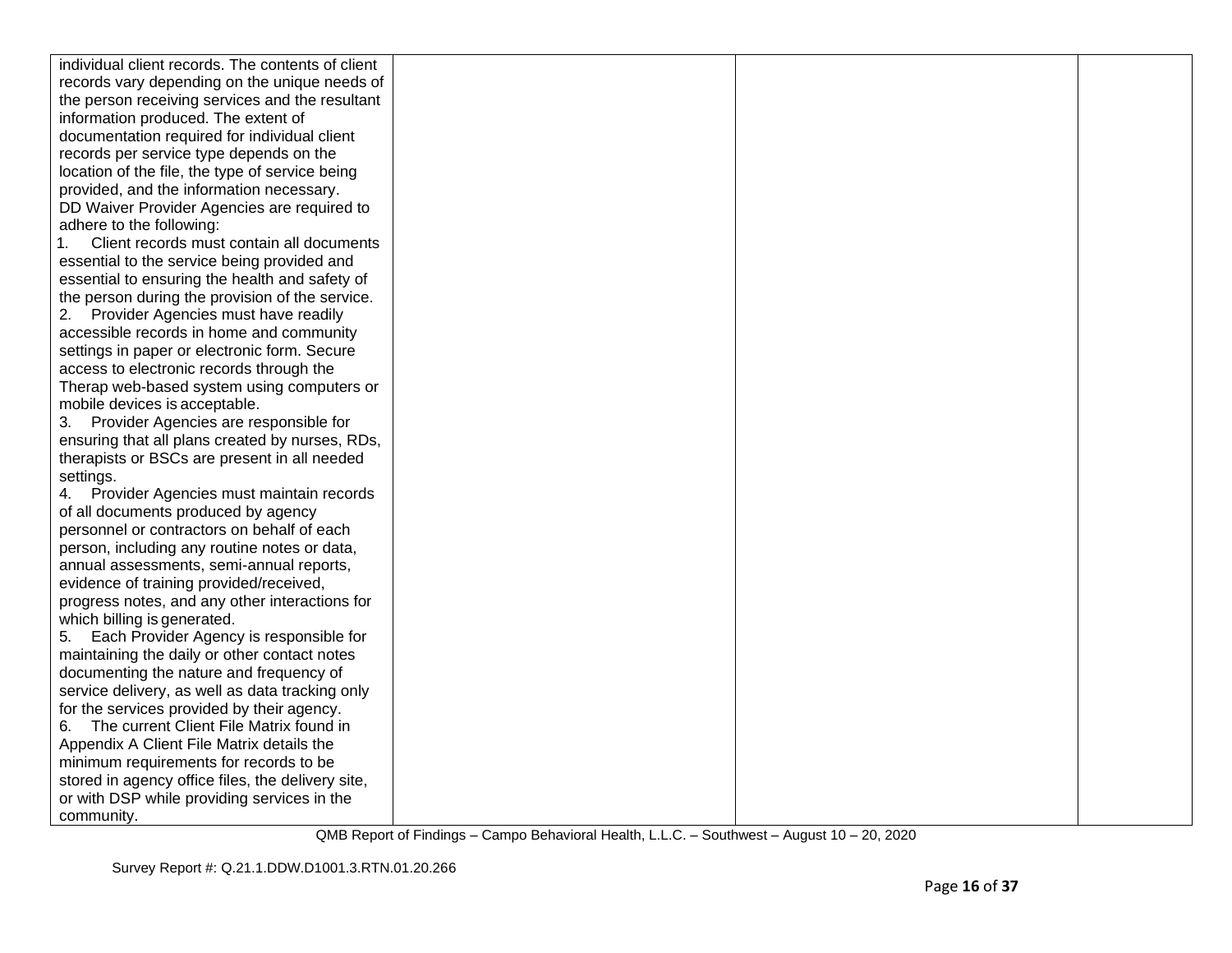| | | | |
|---|---|---|---|
| individual client records. The contents of client records vary depending on the unique needs of the person receiving services and the resultant information produced. The extent of documentation required for individual client records per service type depends on the location of the file, the type of service being provided, and the information necessary.<br>DD Waiver Provider Agencies are required to adhere to the following:<br>1. Client records must contain all documents essential to the service being provided and essential to ensuring the health and safety of the person during the provision of the service.<br>2. Provider Agencies must have readily accessible records in home and community settings in paper or electronic form. Secure access to electronic records through the Therap web-based system using computers or mobile devices is acceptable.<br>3. Provider Agencies are responsible for ensuring that all plans created by nurses, RDs, therapists or BSCs are present in all needed settings.<br>4. Provider Agencies must maintain records of all documents produced by agency personnel or contractors on behalf of each person, including any routine notes or data, annual assessments, semi-annual reports, evidence of training provided/received, progress notes, and any other interactions for which billing is generated.<br>5. Each Provider Agency is responsible for maintaining the daily or other contact notes documenting the nature and frequency of service delivery, as well as data tracking only for the services provided by their agency.<br>6. The current Client File Matrix found in Appendix A Client File Matrix details the minimum requirements for records to be stored in agency office files, the delivery site, or with DSP while providing services in the community. | | | |

QMB Report of Findings – Campo Behavioral Health, L.L.C. – Southwest – August 10 – 20, 2020

Survey Report #: Q.21.1.DDW.D1001.3.RTN.01.20.266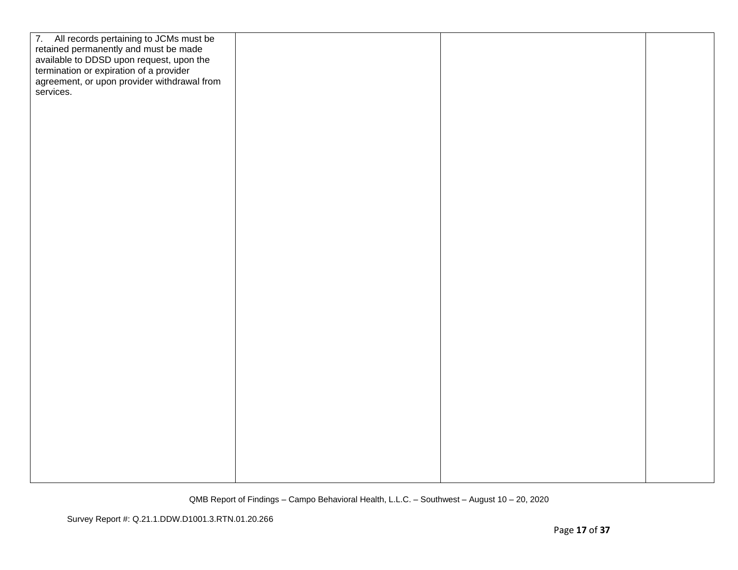| | | | |
|---|---|---|---|
| 7. All records pertaining to JCMs must be retained permanently and must be made available to DDSD upon request, upon the termination or expiration of a provider agreement, or upon provider withdrawal from services. | | | |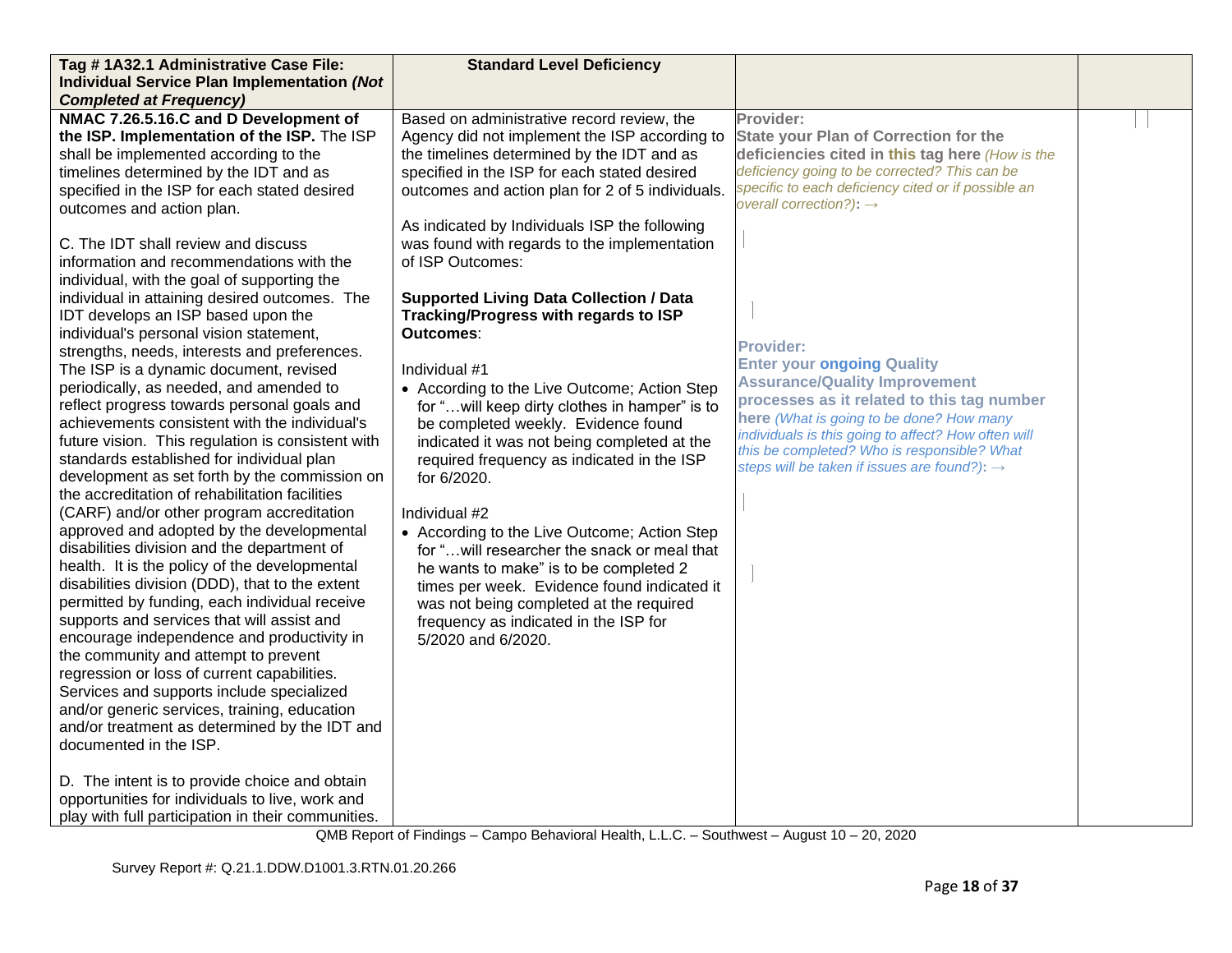| **Tag # 1A32.1 Administrative Case File: Individual Service Plan Implementation *(Not Completed at Frequency)*** | **Standard Level Deficiency** | | |
|---|---|---|---|
| **NMAC 7.26.5.16.C and D Development of the ISP. Implementation of the ISP.** The ISP shall be implemented according to the timelines determined by the IDT and as specified in the ISP for each stated desired outcomes and action plan.<br><br>C. The IDT shall review and discuss information and recommendations with the individual, with the goal of supporting the individual in attaining desired outcomes. The IDT develops an ISP based upon the individual's personal vision statement, strengths, needs, interests and preferences. The ISP is a dynamic document, revised periodically, as needed, and amended to reflect progress towards personal goals and achievements consistent with the individual's future vision. This regulation is consistent with standards established for individual plan development as set forth by the commission on the accreditation of rehabilitation facilities (CARF) and/or other program accreditation approved and adopted by the developmental disabilities division and the department of health. It is the policy of the developmental disabilities division (DDD), that to the extent permitted by funding, each individual receive supports and services that will assist and encourage independence and productivity in the community and attempt to prevent regression or loss of current capabilities. Services and supports include specialized and/or generic services, training, education and/or treatment as determined by the IDT and documented in the ISP.<br><br>D. The intent is to provide choice and obtain opportunities for individuals to live, work and play with full participation in their communities. | Based on administrative record review, the Agency did not implement the ISP according to the timelines determined by the IDT and as specified in the ISP for each stated desired outcomes and action plan for 2 of 5 individuals.<br><br>As indicated by Individuals ISP the following was found with regards to the implementation of ISP Outcomes:<br><br>**Supported Living Data Collection / Data Tracking/Progress with regards to ISP Outcomes**:<br><br>Individual #1<br>• According to the Live Outcome; Action Step for "…will keep dirty clothes in hamper" is to be completed weekly. Evidence found indicated it was not being completed at the required frequency as indicated in the ISP for 6/2020.<br><br>Individual #2<br>• According to the Live Outcome; Action Step for "…will researcher the snack or meal that he wants to make" is to be completed 2 times per week. Evidence found indicated it was not being completed at the required frequency as indicated in the ISP for 5/2020 and 6/2020. | **Provider:**<br>**State your Plan of Correction for the deficiencies cited in this tag here** *(How is the deficiency going to be corrected? This can be specific to each deficiency cited or if possible an overall correction?)*: →<br><br>**Provider:**<br>**Enter your ongoing Quality Assurance/Quality Improvement processes as it related to this tag number here** *(What is going to be done? How many individuals is this going to affect? How often will this be completed? Who is responsible? What steps will be taken if issues are found?)*: → | |

QMB Report of Findings – Campo Behavioral Health, L.L.C. – Southwest – August 10 – 20, 2020

Survey Report #: Q.21.1.DDW.D1001.3.RTN.01.20.266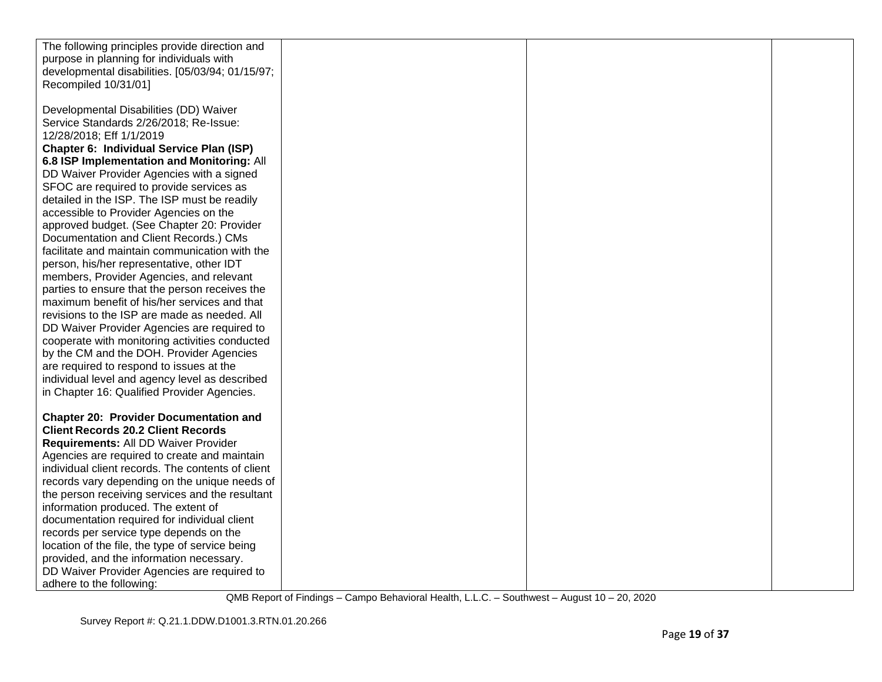| | | | |
|---|---|---|---|
| The following principles provide direction and purpose in planning for individuals with developmental disabilities. [05/03/94; 01/15/97; Recompiled 10/31/01]<br><br>Developmental Disabilities (DD) Waiver Service Standards 2/26/2018; Re-Issue: 12/28/2018; Eff 1/1/2019<br>**Chapter 6: Individual Service Plan (ISP)**<br>**6.8 ISP Implementation and Monitoring:** All DD Waiver Provider Agencies with a signed SFOC are required to provide services as detailed in the ISP. The ISP must be readily accessible to Provider Agencies on the approved budget. (See Chapter 20: Provider Documentation and Client Records.) CMs facilitate and maintain communication with the person, his/her representative, other IDT members, Provider Agencies, and relevant parties to ensure that the person receives the maximum benefit of his/her services and that revisions to the ISP are made as needed. All DD Waiver Provider Agencies are required to cooperate with monitoring activities conducted by the CM and the DOH. Provider Agencies are required to respond to issues at the individual level and agency level as described in Chapter 16: Qualified Provider Agencies.<br><br>**Chapter 20: Provider Documentation and Client Records 20.2 Client Records Requirements:** All DD Waiver Provider Agencies are required to create and maintain individual client records. The contents of client records vary depending on the unique needs of the person receiving services and the resultant information produced. The extent of documentation required for individual client records per service type depends on the location of the file, the type of service being provided, and the information necessary.<br>DD Waiver Provider Agencies are required to adhere to the following: | | | |

QMB Report of Findings – Campo Behavioral Health, L.L.C. – Southwest – August 10 – 20, 2020

Survey Report #: Q.21.1.DDW.D1001.3.RTN.01.20.266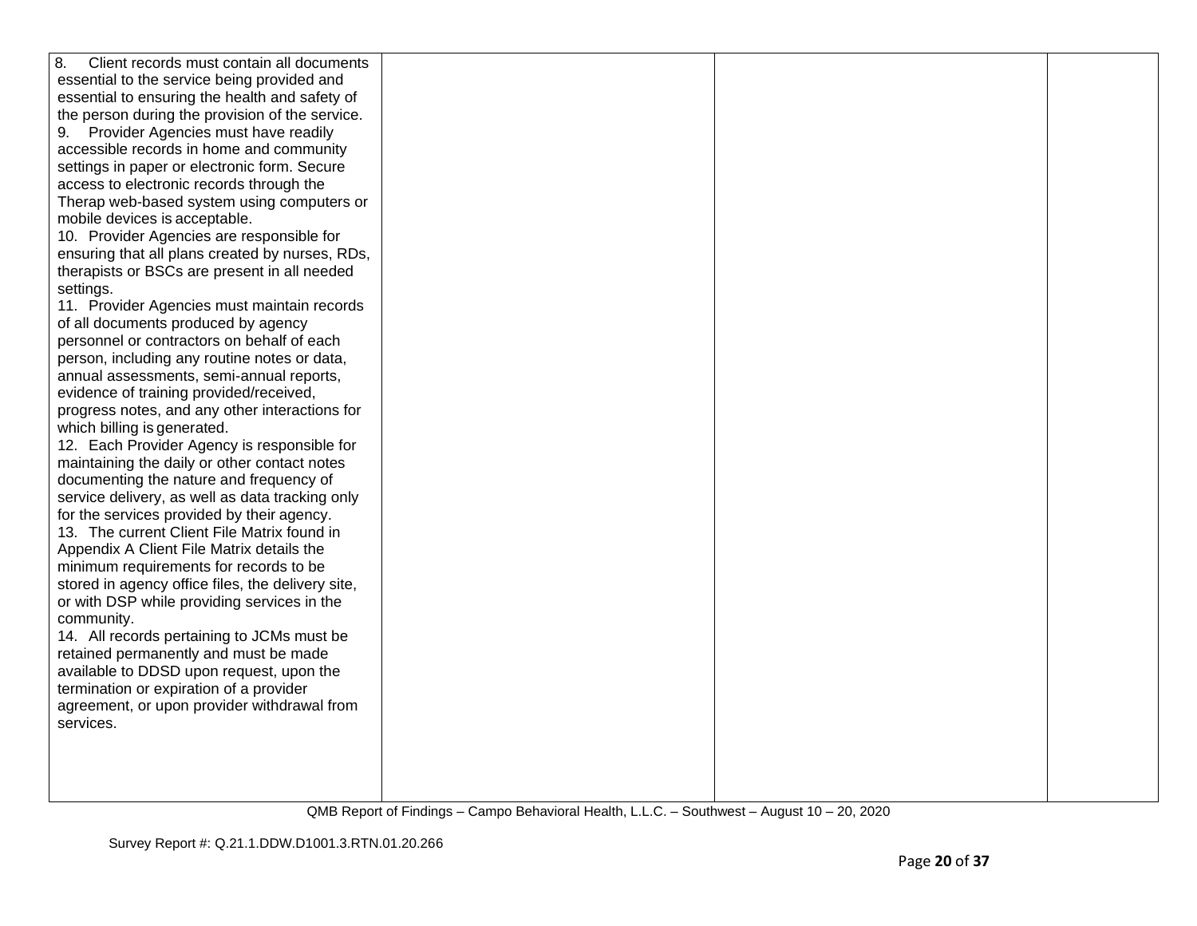| | | | |
|---|---|---|---|
| 8. Client records must contain all documents essential to the service being provided and essential to ensuring the health and safety of the person during the provision of the service.<br>9. Provider Agencies must have readily accessible records in home and community settings in paper or electronic form. Secure access to electronic records through the Therap web-based system using computers or mobile devices is acceptable.<br>10. Provider Agencies are responsible for ensuring that all plans created by nurses, RDs, therapists or BSCs are present in all needed settings.<br>11. Provider Agencies must maintain records of all documents produced by agency personnel or contractors on behalf of each person, including any routine notes or data, annual assessments, semi-annual reports, evidence of training provided/received, progress notes, and any other interactions for which billing is generated.<br>12. Each Provider Agency is responsible for maintaining the daily or other contact notes documenting the nature and frequency of service delivery, as well as data tracking only for the services provided by their agency.<br>13. The current Client File Matrix found in Appendix A Client File Matrix details the minimum requirements for records to be stored in agency office files, the delivery site, or with DSP while providing services in the community.<br>14. All records pertaining to JCMs must be retained permanently and must be made available to DDSD upon request, upon the termination or expiration of a provider agreement, or upon provider withdrawal from services. | | | |

QMB Report of Findings – Campo Behavioral Health, L.L.C. – Southwest – August 10 – 20, 2020

Survey Report #: Q.21.1.DDW.D1001.3.RTN.01.20.266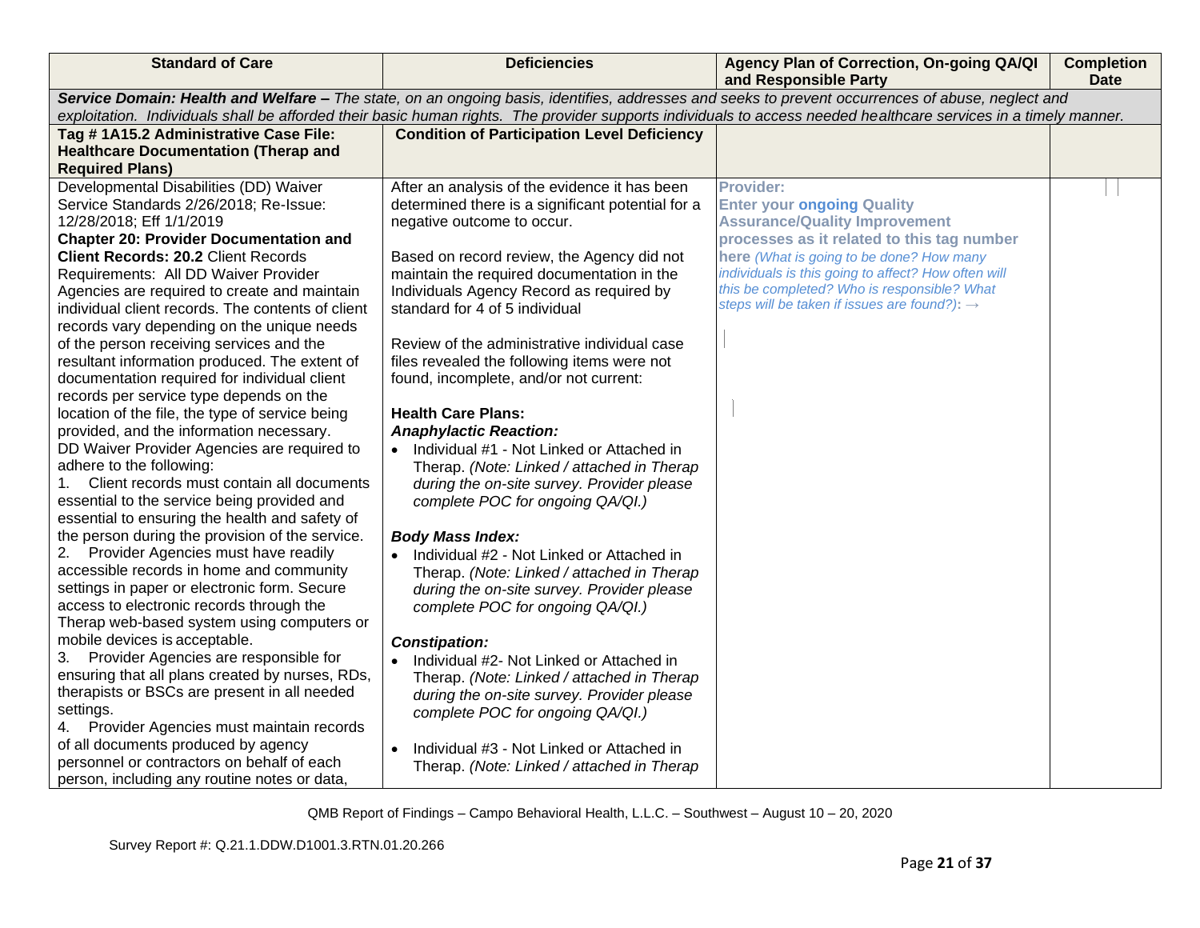| Standard of Care | Deficiencies | Agency Plan of Correction, On-going QA/QI and Responsible Party | Completion Date |
|---|---|---|---|
| ***Service Domain: Health and Welfare –*** *The state, on an ongoing basis, identifies, addresses and seeks to prevent occurrences of abuse, neglect and exploitation. Individuals shall be afforded their basic human rights. The provider supports individuals to access needed healthcare services in a timely manner.* | | | |
| **Tag # 1A15.2 Administrative Case File: Healthcare Documentation (Therap and Required Plans)** | **Condition of Participation Level Deficiency** | | |
| Developmental Disabilities (DD) Waiver Service Standards 2/26/2018; Re-Issue: 12/28/2018; Eff 1/1/2019<br>**Chapter 20: Provider Documentation and Client Records: 20.2** Client Records Requirements: All DD Waiver Provider Agencies are required to create and maintain individual client records. The contents of client records vary depending on the unique needs of the person receiving services and the resultant information produced. The extent of documentation required for individual client records per service type depends on the location of the file, the type of service being provided, and the information necessary.<br>DD Waiver Provider Agencies are required to adhere to the following:<br>1. Client records must contain all documents essential to the service being provided and essential to ensuring the health and safety of the person during the provision of the service.<br>2. Provider Agencies must have readily accessible records in home and community settings in paper or electronic form. Secure access to electronic records through the Therap web-based system using computers or mobile devices is acceptable.<br>3. Provider Agencies are responsible for ensuring that all plans created by nurses, RDs, therapists or BSCs are present in all needed settings.<br>4. Provider Agencies must maintain records of all documents produced by agency personnel or contractors on behalf of each person, including any routine notes or data, | After an analysis of the evidence it has been determined there is a significant potential for a negative outcome to occur.<br><br>Based on record review, the Agency did not maintain the required documentation in the Individuals Agency Record as required by standard for 4 of 5 individual<br><br>Review of the administrative individual case files revealed the following items were not found, incomplete, and/or not current:<br><br>**Health Care Plans:**<br>***Anaphylactic Reaction:***<br>• Individual #1 - Not Linked or Attached in Therap. *(Note: Linked / attached in Therap during the on-site survey. Provider please complete POC for ongoing QA/QI.)*<br><br>***Body Mass Index:***<br>• Individual #2 - Not Linked or Attached in Therap. *(Note: Linked / attached in Therap during the on-site survey. Provider please complete POC for ongoing QA/QI.)*<br><br>***Constipation:***<br>• Individual #2- Not Linked or Attached in Therap. *(Note: Linked / attached in Therap during the on-site survey. Provider please complete POC for ongoing QA/QI.)*<br><br>• Individual #3 - Not Linked or Attached in Therap. *(Note: Linked / attached in Therap* | **Provider:**<br>**Enter your ongoing Quality Assurance/Quality Improvement processes as it related to this tag number here** *(What is going to be done? How many individuals is this going to affect? How often will this be completed? Who is responsible? What steps will be taken if issues are found?):* → | |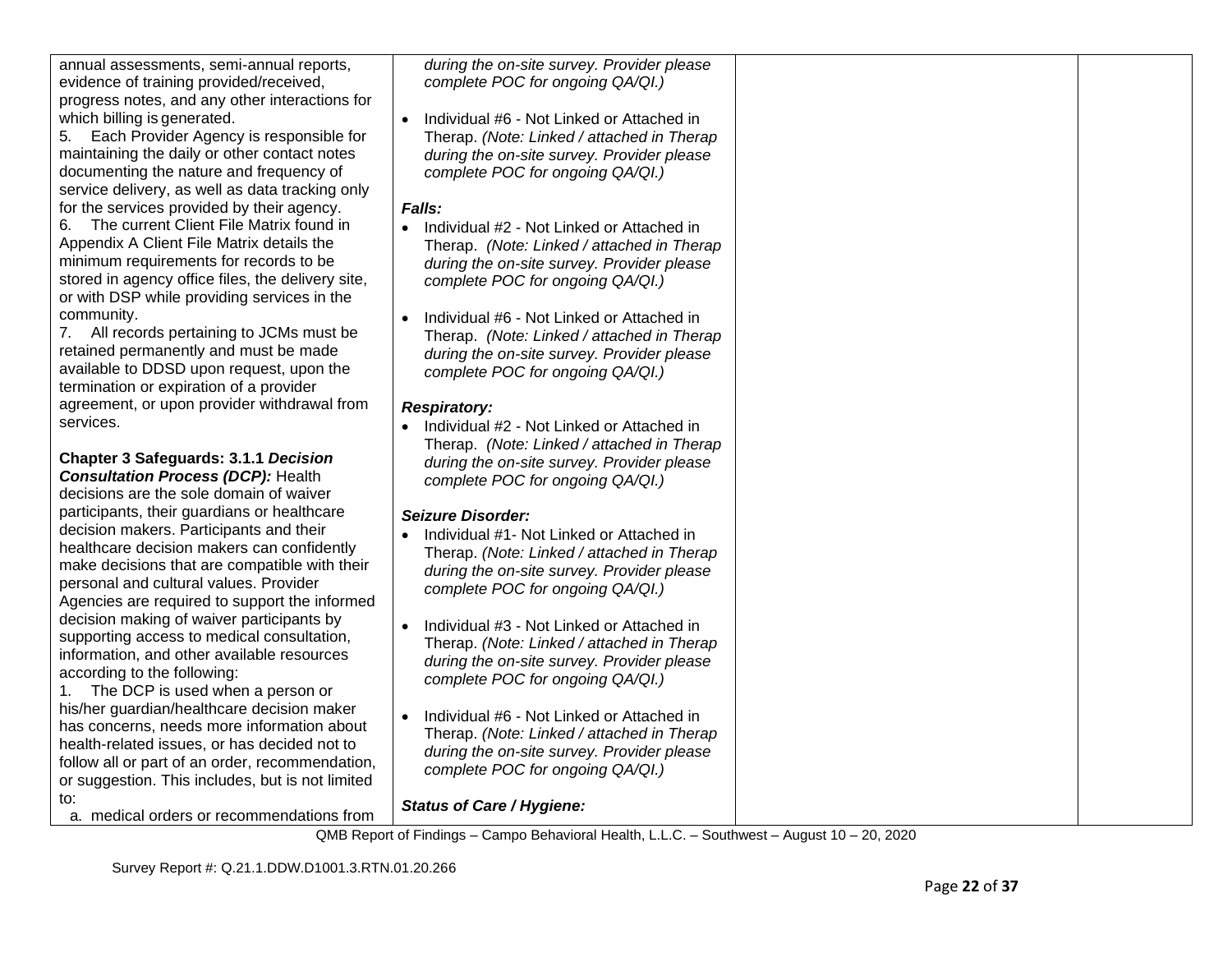| | | | |
|---|---|---|---|
| annual assessments, semi-annual reports, evidence of training provided/received, progress notes, and any other interactions for which billing is generated.<br>5. Each Provider Agency is responsible for maintaining the daily or other contact notes documenting the nature and frequency of service delivery, as well as data tracking only for the services provided by their agency.<br>6. The current Client File Matrix found in Appendix A Client File Matrix details the minimum requirements for records to be stored in agency office files, the delivery site, or with DSP while providing services in the community.<br>7. All records pertaining to JCMs must be retained permanently and must be made available to DDSD upon request, upon the termination or expiration of a provider agreement, or upon provider withdrawal from services.<br><br>**Chapter 3 Safeguards: 3.1.1 *Decision Consultation Process (DCP):*** Health decisions are the sole domain of waiver participants, their guardians or healthcare decision makers. Participants and their healthcare decision makers can confidently make decisions that are compatible with their personal and cultural values. Provider Agencies are required to support the informed decision making of waiver participants by supporting access to medical consultation, information, and other available resources according to the following:<br>1. The DCP is used when a person or his/her guardian/healthcare decision maker has concerns, needs more information about health-related issues, or has decided not to follow all or part of an order, recommendation, or suggestion. This includes, but is not limited to:<br>a. medical orders or recommendations from | *during the on-site survey. Provider please complete POC for ongoing QA/QI.)*<br><br>• Individual #6 - Not Linked or Attached in Therap. *(Note: Linked / attached in Therap during the on-site survey. Provider please complete POC for ongoing QA/QI.)*<br><br>***Falls:***<br>• Individual #2 - Not Linked or Attached in Therap. *(Note: Linked / attached in Therap during the on-site survey. Provider please complete POC for ongoing QA/QI.)*<br><br>• Individual #6 - Not Linked or Attached in Therap. *(Note: Linked / attached in Therap during the on-site survey. Provider please complete POC for ongoing QA/QI.)*<br><br>***Respiratory:***<br>• Individual #2 - Not Linked or Attached in Therap. *(Note: Linked / attached in Therap during the on-site survey. Provider please complete POC for ongoing QA/QI.)*<br><br>***Seizure Disorder:***<br>• Individual #1- Not Linked or Attached in Therap. *(Note: Linked / attached in Therap during the on-site survey. Provider please complete POC for ongoing QA/QI.)*<br><br>• Individual #3 - Not Linked or Attached in Therap. *(Note: Linked / attached in Therap during the on-site survey. Provider please complete POC for ongoing QA/QI.)*<br><br>• Individual #6 - Not Linked or Attached in Therap. *(Note: Linked / attached in Therap during the on-site survey. Provider please complete POC for ongoing QA/QI.)*<br><br>***Status of Care / Hygiene:*** | | |

QMB Report of Findings – Campo Behavioral Health, L.L.C. – Southwest – August 10 – 20, 2020

Survey Report #: Q.21.1.DDW.D1001.3.RTN.01.20.266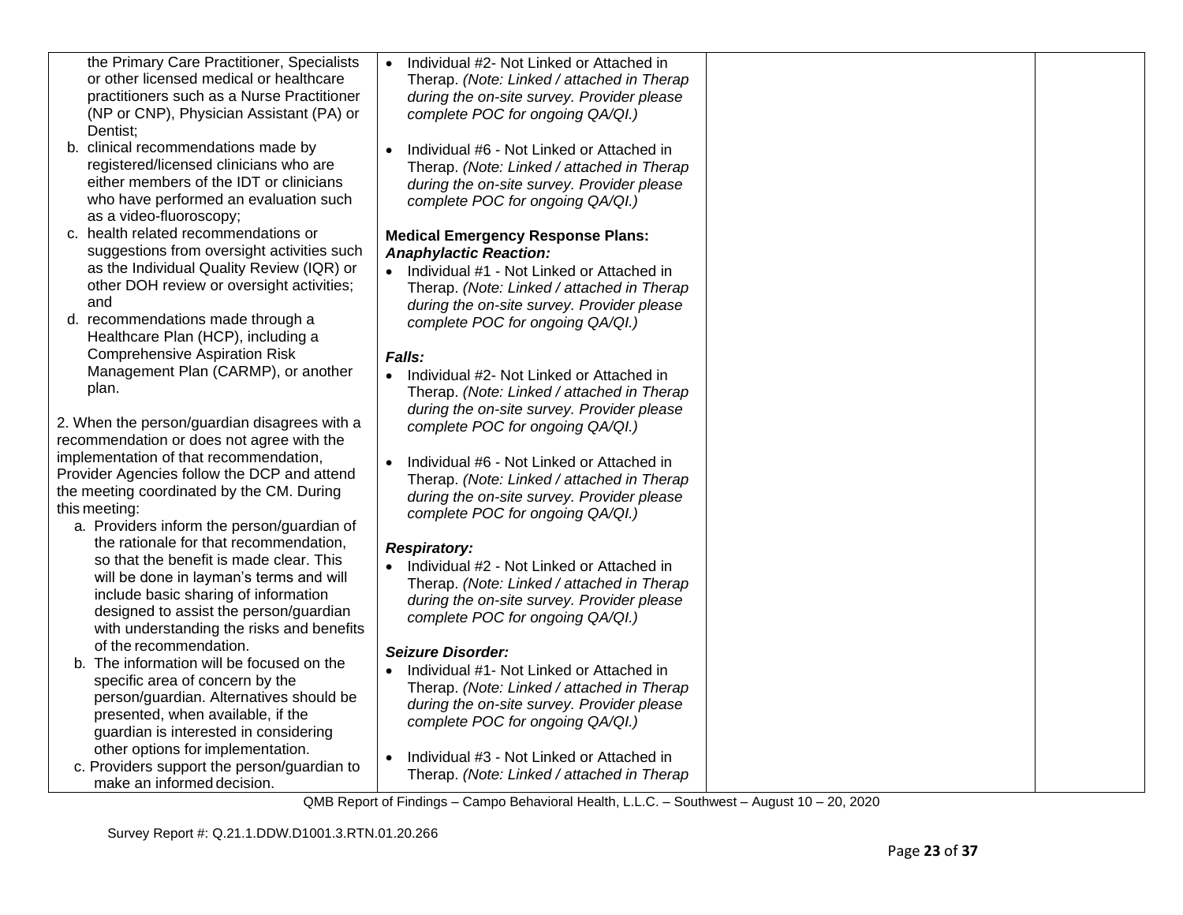| | | | |
|---|---|---|---|
| the Primary Care Practitioner, Specialists or other licensed medical or healthcare practitioners such as a Nurse Practitioner (NP or CNP), Physician Assistant (PA) or Dentist;<br>b. clinical recommendations made by registered/licensed clinicians who are either members of the IDT or clinicians who have performed an evaluation such as a video-fluoroscopy;<br>c. health related recommendations or suggestions from oversight activities such as the Individual Quality Review (IQR) or other DOH review or oversight activities; and<br>d. recommendations made through a Healthcare Plan (HCP), including a Comprehensive Aspiration Risk Management Plan (CARMP), or another plan.<br><br>2. When the person/guardian disagrees with a recommendation or does not agree with the implementation of that recommendation, Provider Agencies follow the DCP and attend the meeting coordinated by the CM. During this meeting:<br>a. Providers inform the person/guardian of the rationale for that recommendation, so that the benefit is made clear. This will be done in layman's terms and will include basic sharing of information designed to assist the person/guardian with understanding the risks and benefits of the recommendation.<br>b. The information will be focused on the specific area of concern by the person/guardian. Alternatives should be presented, when available, if the guardian is interested in considering other options for implementation.<br>c. Providers support the person/guardian to make an informed decision. | • Individual #2- Not Linked or Attached in Therap. *(Note: Linked / attached in Therap during the on-site survey. Provider please complete POC for ongoing QA/QI.)*<br><br>• Individual #6 - Not Linked or Attached in Therap. *(Note: Linked / attached in Therap during the on-site survey. Provider please complete POC for ongoing QA/QI.)*<br><br>**Medical Emergency Response Plans:**<br>***Anaphylactic Reaction:***<br>• Individual #1 - Not Linked or Attached in Therap. *(Note: Linked / attached in Therap during the on-site survey. Provider please complete POC for ongoing QA/QI.)*<br><br>***Falls:***<br>• Individual #2- Not Linked or Attached in Therap. *(Note: Linked / attached in Therap during the on-site survey. Provider please complete POC for ongoing QA/QI.)*<br><br>• Individual #6 - Not Linked or Attached in Therap. *(Note: Linked / attached in Therap during the on-site survey. Provider please complete POC for ongoing QA/QI.)*<br><br>***Respiratory:***<br>• Individual #2 - Not Linked or Attached in Therap. *(Note: Linked / attached in Therap during the on-site survey. Provider please complete POC for ongoing QA/QI.)*<br><br>***Seizure Disorder:***<br>• Individual #1- Not Linked or Attached in Therap. *(Note: Linked / attached in Therap during the on-site survey. Provider please complete POC for ongoing QA/QI.)*<br><br>• Individual #3 - Not Linked or Attached in Therap. *(Note: Linked / attached in Therap* | | |

QMB Report of Findings – Campo Behavioral Health, L.L.C. – Southwest – August 10 – 20, 2020

Survey Report #: Q.21.1.DDW.D1001.3.RTN.01.20.266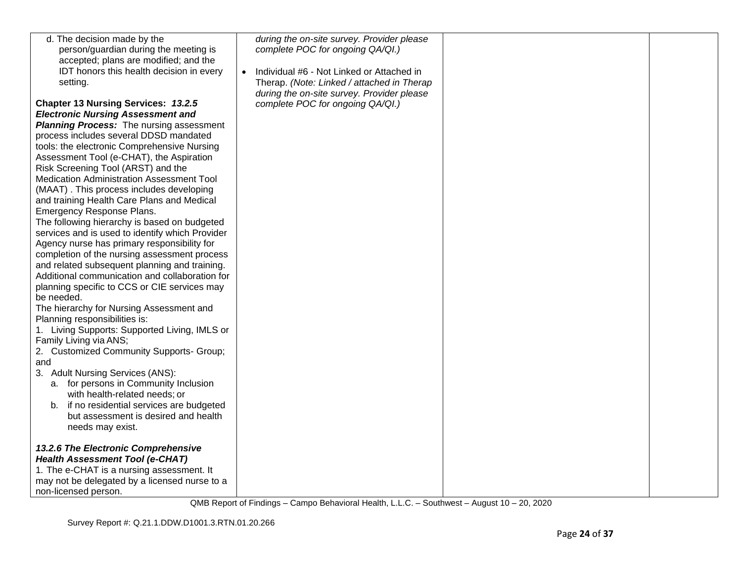| | | | |
|---|---|---|---|
| d. The decision made by the person/guardian during the meeting is accepted; plans are modified; and the IDT honors this health decision in every setting.<br><br>**Chapter 13 Nursing Services: *13.2.5 Electronic Nursing Assessment and Planning Process:*** The nursing assessment process includes several DDSD mandated tools: the electronic Comprehensive Nursing Assessment Tool (e-CHAT), the Aspiration Risk Screening Tool (ARST) and the Medication Administration Assessment Tool (MAAT) . This process includes developing and training Health Care Plans and Medical Emergency Response Plans.<br>The following hierarchy is based on budgeted services and is used to identify which Provider Agency nurse has primary responsibility for completion of the nursing assessment process and related subsequent planning and training. Additional communication and collaboration for planning specific to CCS or CIE services may be needed.<br>The hierarchy for Nursing Assessment and Planning responsibilities is:<br>1. Living Supports: Supported Living, IMLS or Family Living via ANS;<br>2. Customized Community Supports- Group; and<br>3. Adult Nursing Services (ANS):<br>a. for persons in Community Inclusion with health-related needs; or<br>b. if no residential services are budgeted but assessment is desired and health needs may exist.<br><br>***13.2.6 The Electronic Comprehensive Health Assessment Tool (e-CHAT)***<br>1. The e-CHAT is a nursing assessment. It may not be delegated by a licensed nurse to a non-licensed person. | *during the on-site survey. Provider please complete POC for ongoing QA/QI.)*<br><br>• Individual #6 - Not Linked or Attached in Therap. *(Note: Linked / attached in Therap during the on-site survey. Provider please complete POC for ongoing QA/QI.)* | | |

QMB Report of Findings – Campo Behavioral Health, L.L.C. – Southwest – August 10 – 20, 2020

Survey Report #: Q.21.1.DDW.D1001.3.RTN.01.20.266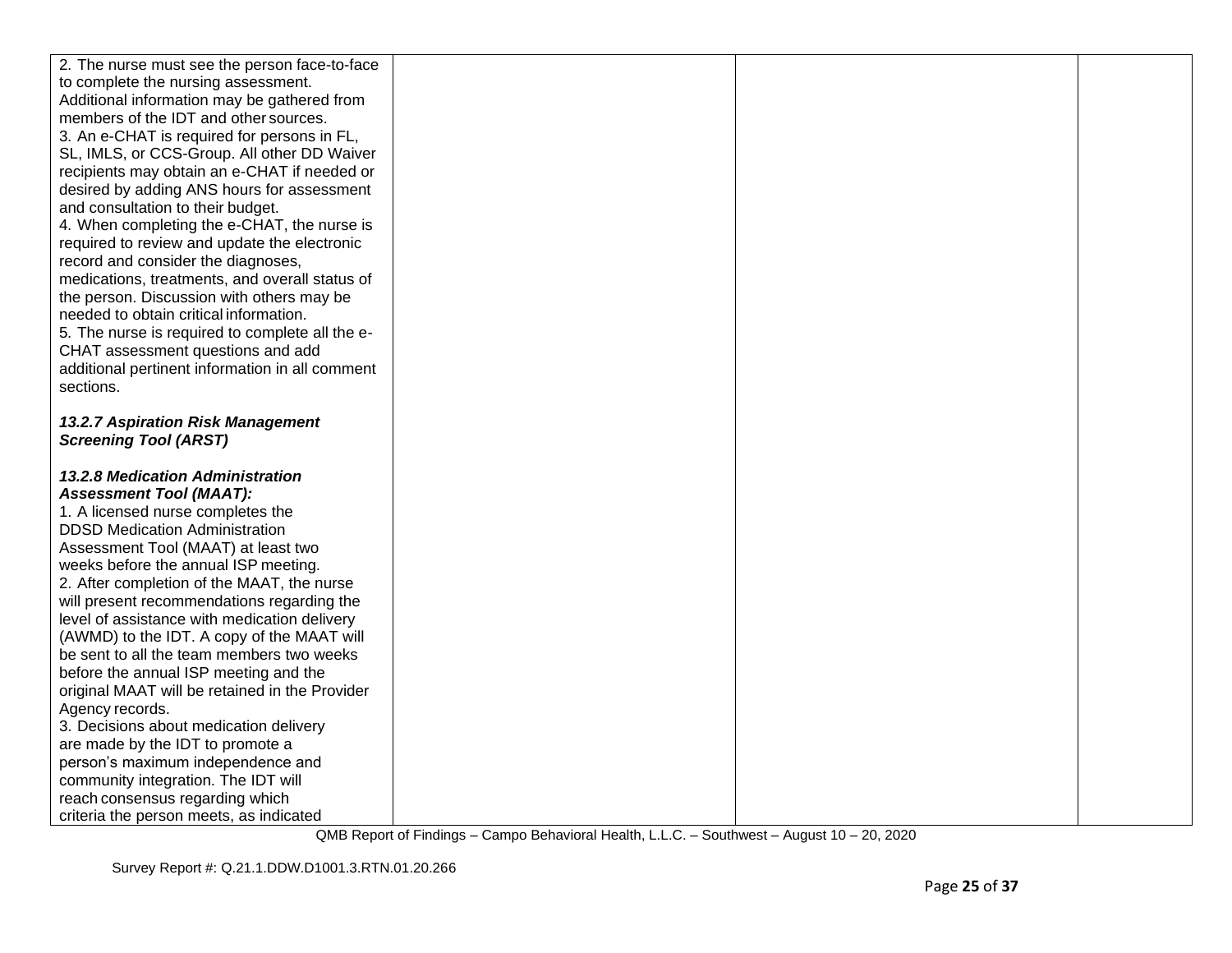| | | | |
|---|---|---|---|
| 2. The nurse must see the person face-to-face to complete the nursing assessment. Additional information may be gathered from members of the IDT and other sources.<br>3. An e-CHAT is required for persons in FL, SL, IMLS, or CCS-Group. All other DD Waiver recipients may obtain an e-CHAT if needed or desired by adding ANS hours for assessment and consultation to their budget.<br>4. When completing the e-CHAT, the nurse is required to review and update the electronic record and consider the diagnoses, medications, treatments, and overall status of the person. Discussion with others may be needed to obtain critical information.<br>5. The nurse is required to complete all the e-CHAT assessment questions and add additional pertinent information in all comment sections.<br><br>***13.2.7 Aspiration Risk Management Screening Tool (ARST)***<br><br>***13.2.8 Medication Administration Assessment Tool (MAAT):***<br>1. A licensed nurse completes the DDSD Medication Administration Assessment Tool (MAAT) at least two weeks before the annual ISP meeting.<br>2. After completion of the MAAT, the nurse will present recommendations regarding the level of assistance with medication delivery (AWMD) to the IDT. A copy of the MAAT will be sent to all the team members two weeks before the annual ISP meeting and the original MAAT will be retained in the Provider Agency records.<br>3. Decisions about medication delivery are made by the IDT to promote a person's maximum independence and community integration. The IDT will reach consensus regarding which criteria the person meets, as indicated | | | |

QMB Report of Findings – Campo Behavioral Health, L.L.C. – Southwest – August 10 – 20, 2020

Survey Report #: Q.21.1.DDW.D1001.3.RTN.01.20.266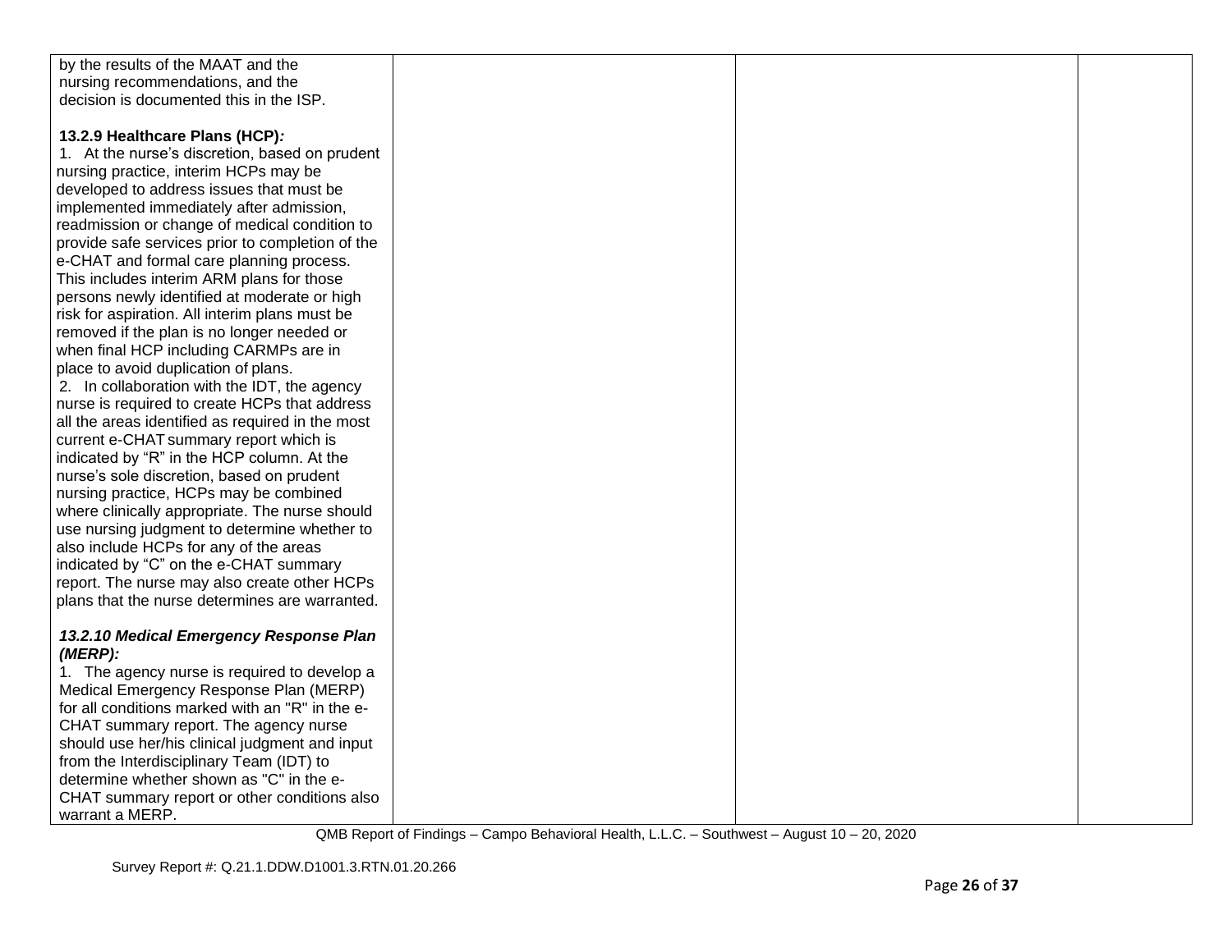| | | | |
|---|---|---|---|
| by the results of the MAAT and the nursing recommendations, and the decision is documented this in the ISP.<br><br>**13.2.9 Healthcare Plans (HCP)*:***<br>1. At the nurse's discretion, based on prudent nursing practice, interim HCPs may be developed to address issues that must be implemented immediately after admission, readmission or change of medical condition to provide safe services prior to completion of the e-CHAT and formal care planning process. This includes interim ARM plans for those persons newly identified at moderate or high risk for aspiration. All interim plans must be removed if the plan is no longer needed or when final HCP including CARMPs are in place to avoid duplication of plans.<br>2. In collaboration with the IDT, the agency nurse is required to create HCPs that address all the areas identified as required in the most current e-CHAT summary report which is indicated by "R" in the HCP column. At the nurse's sole discretion, based on prudent nursing practice, HCPs may be combined where clinically appropriate. The nurse should use nursing judgment to determine whether to also include HCPs for any of the areas indicated by "C" on the e-CHAT summary report. The nurse may also create other HCPs plans that the nurse determines are warranted.<br><br>***13.2.10 Medical Emergency Response Plan (MERP):***<br>1. The agency nurse is required to develop a Medical Emergency Response Plan (MERP) for all conditions marked with an "R" in the e-CHAT summary report. The agency nurse should use her/his clinical judgment and input from the Interdisciplinary Team (IDT) to determine whether shown as "C" in the e-CHAT summary report or other conditions also warrant a MERP. | | | |

QMB Report of Findings – Campo Behavioral Health, L.L.C. – Southwest – August 10 – 20, 2020

Survey Report #: Q.21.1.DDW.D1001.3.RTN.01.20.266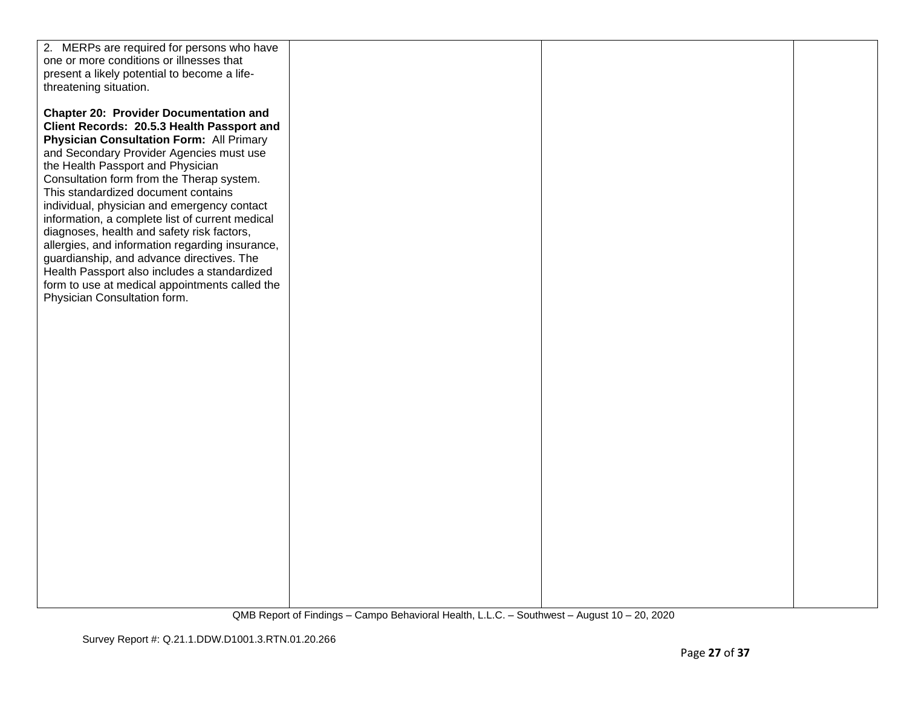| | | | |
|---|---|---|---|
| 2. MERPs are required for persons who have one or more conditions or illnesses that present a likely potential to become a life-threatening situation.<br><br>**Chapter 20: Provider Documentation and Client Records: 20.5.3 Health Passport and Physician Consultation Form:** All Primary and Secondary Provider Agencies must use the Health Passport and Physician Consultation form from the Therap system. This standardized document contains individual, physician and emergency contact information, a complete list of current medical diagnoses, health and safety risk factors, allergies, and information regarding insurance, guardianship, and advance directives. The Health Passport also includes a standardized form to use at medical appointments called the Physician Consultation form. | | | |

QMB Report of Findings – Campo Behavioral Health, L.L.C. – Southwest – August 10 – 20, 2020

Survey Report #: Q.21.1.DDW.D1001.3.RTN.01.20.266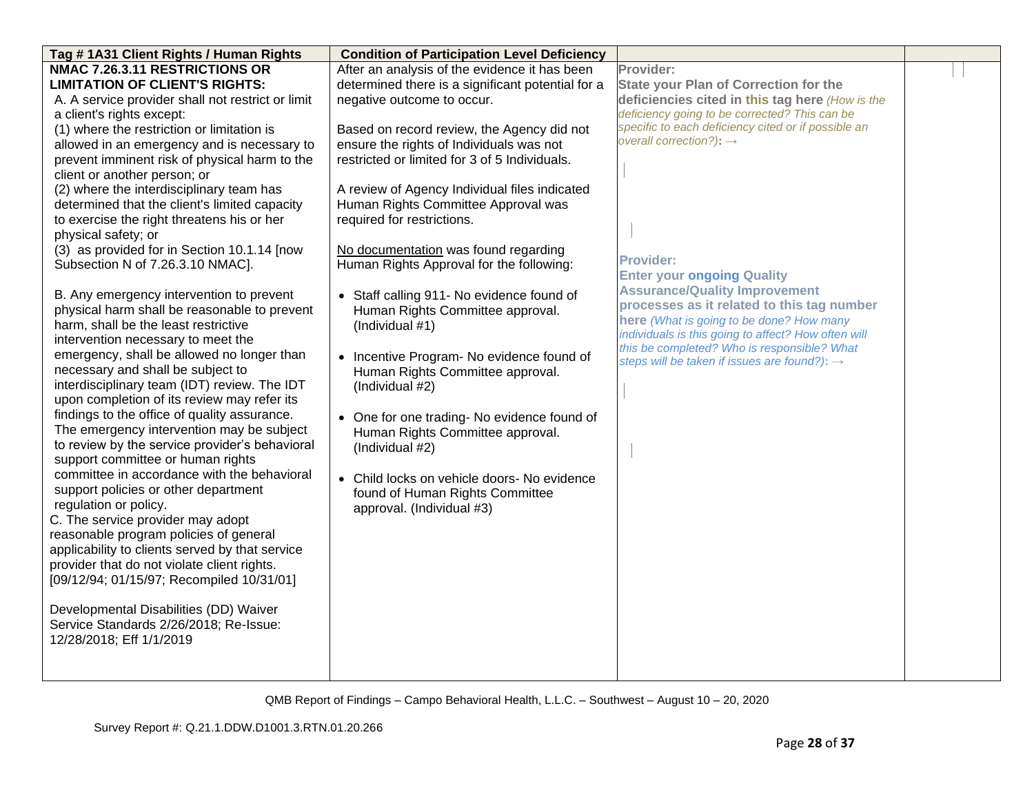| Tag # 1A31 Client Rights / Human Rights | Condition of Participation Level Deficiency | | |
|---|---|---|---|
| **NMAC 7.26.3.11 RESTRICTIONS OR LIMITATION OF CLIENT'S RIGHTS:**<br>A. A service provider shall not restrict or limit a client's rights except:<br>(1) where the restriction or limitation is allowed in an emergency and is necessary to prevent imminent risk of physical harm to the client or another person; or<br>(2) where the interdisciplinary team has determined that the client's limited capacity to exercise the right threatens his or her physical safety; or<br>(3) as provided for in Section 10.1.14 [now Subsection N of 7.26.3.10 NMAC].<br><br>B. Any emergency intervention to prevent physical harm shall be reasonable to prevent harm, shall be the least restrictive intervention necessary to meet the emergency, shall be allowed no longer than necessary and shall be subject to interdisciplinary team (IDT) review. The IDT upon completion of its review may refer its findings to the office of quality assurance. The emergency intervention may be subject to review by the service provider's behavioral support committee or human rights committee in accordance with the behavioral support policies or other department regulation or policy.<br>C. The service provider may adopt reasonable program policies of general applicability to clients served by that service provider that do not violate client rights.<br>[09/12/94; 01/15/97; Recompiled 10/31/01]<br><br>Developmental Disabilities (DD) Waiver Service Standards 2/26/2018; Re-Issue: 12/28/2018; Eff 1/1/2019 | After an analysis of the evidence it has been determined there is a significant potential for a negative outcome to occur.<br><br>Based on record review, the Agency did not ensure the rights of Individuals was not restricted or limited for 3 of 5 Individuals.<br><br>A review of Agency Individual files indicated Human Rights Committee Approval was required for restrictions.<br><br>No documentation was found regarding Human Rights Approval for the following:<br><br>• Staff calling 911- No evidence found of Human Rights Committee approval. (Individual #1)<br><br>• Incentive Program- No evidence found of Human Rights Committee approval. (Individual #2)<br><br>• One for one trading- No evidence found of Human Rights Committee approval. (Individual #2)<br><br>• Child locks on vehicle doors- No evidence found of Human Rights Committee approval. (Individual #3) | **Provider:**<br>**State your Plan of Correction for the deficiencies cited in this tag here** *(How is the deficiency going to be corrected? This can be specific to each deficiency cited or if possible an overall correction?)*: →<br><br>**Provider:**<br>**Enter your ongoing Quality Assurance/Quality Improvement processes as it related to this tag number here** *(What is going to be done? How many individuals is this going to affect? How often will this be completed? Who is responsible? What steps will be taken if issues are found?)*: → | |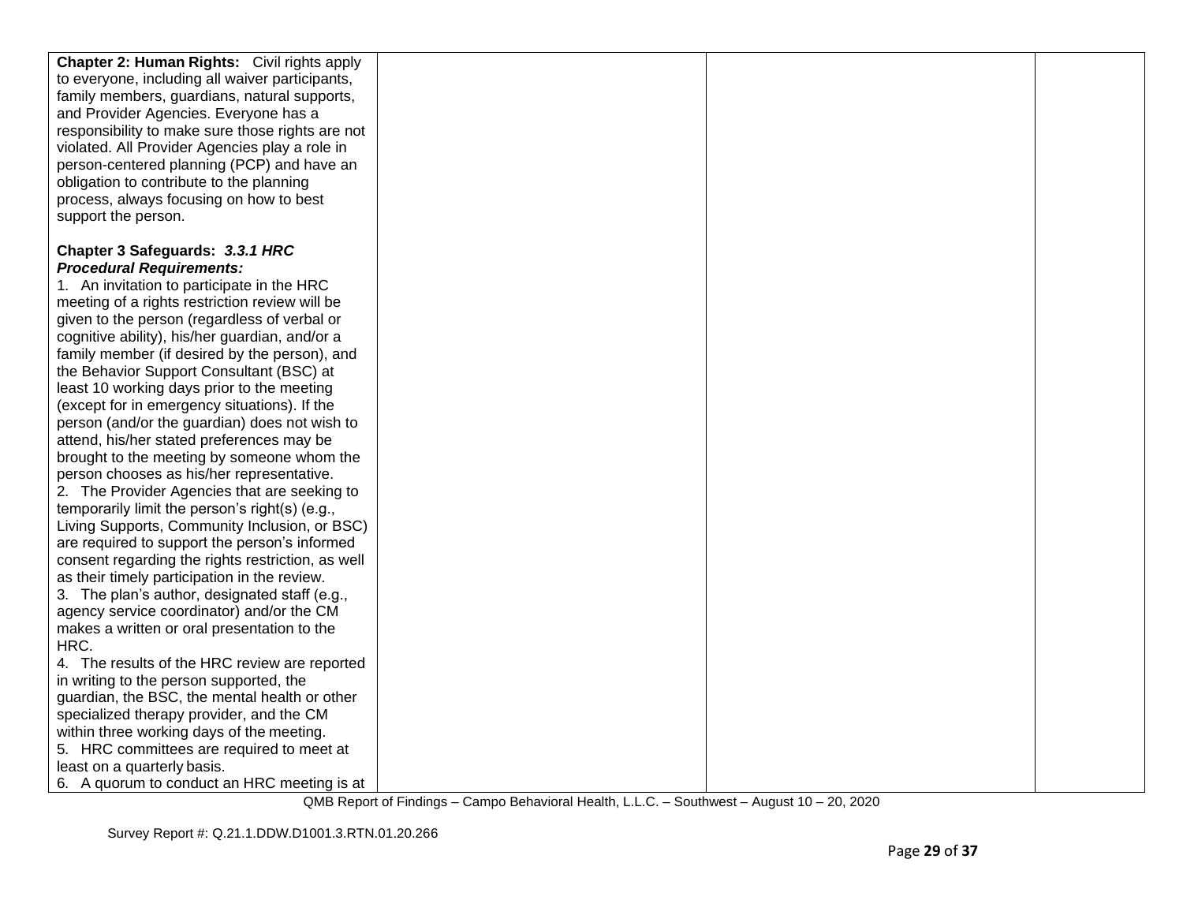| | | | |
|---|---|---|---|
| **Chapter 2: Human Rights:** Civil rights apply to everyone, including all waiver participants, family members, guardians, natural supports, and Provider Agencies. Everyone has a responsibility to make sure those rights are not violated. All Provider Agencies play a role in person-centered planning (PCP) and have an obligation to contribute to the planning process, always focusing on how to best support the person.<br><br>**Chapter 3 Safeguards:** ***3.3.1 HRC Procedural Requirements:***<br>1. An invitation to participate in the HRC meeting of a rights restriction review will be given to the person (regardless of verbal or cognitive ability), his/her guardian, and/or a family member (if desired by the person), and the Behavior Support Consultant (BSC) at least 10 working days prior to the meeting (except for in emergency situations). If the person (and/or the guardian) does not wish to attend, his/her stated preferences may be brought to the meeting by someone whom the person chooses as his/her representative.<br>2. The Provider Agencies that are seeking to temporarily limit the person's right(s) (e.g., Living Supports, Community Inclusion, or BSC) are required to support the person's informed consent regarding the rights restriction, as well as their timely participation in the review.<br>3. The plan's author, designated staff (e.g., agency service coordinator) and/or the CM makes a written or oral presentation to the HRC.<br>4. The results of the HRC review are reported in writing to the person supported, the guardian, the BSC, the mental health or other specialized therapy provider, and the CM within three working days of the meeting.<br>5. HRC committees are required to meet at least on a quarterly basis.<br>6. A quorum to conduct an HRC meeting is at | | | |

QMB Report of Findings – Campo Behavioral Health, L.L.C. – Southwest – August 10 – 20, 2020

Survey Report #: Q.21.1.DDW.D1001.3.RTN.01.20.266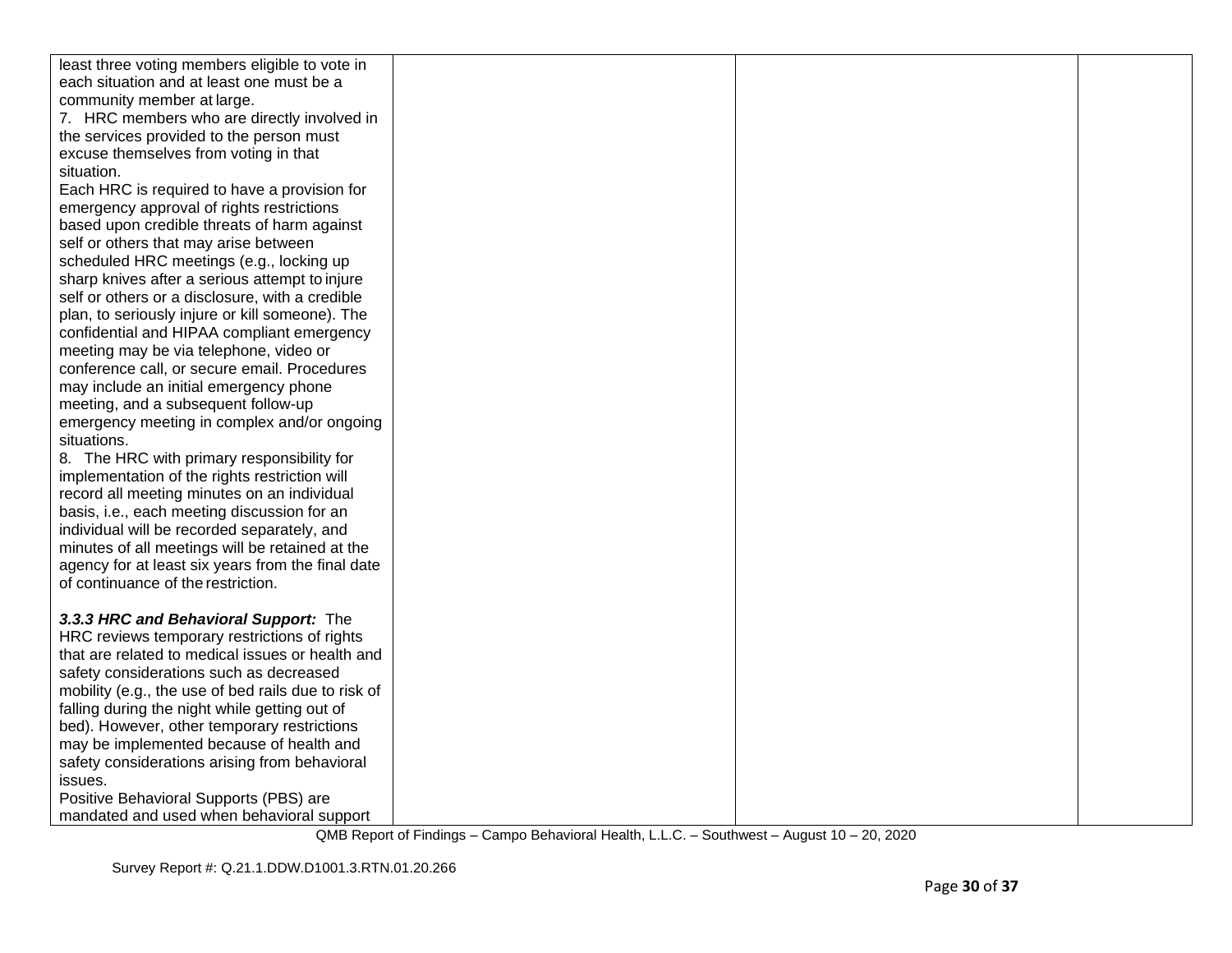| | | | |
|---|---|---|---|
| least three voting members eligible to vote in each situation and at least one must be a community member at large.<br>7. HRC members who are directly involved in the services provided to the person must excuse themselves from voting in that situation.<br>Each HRC is required to have a provision for emergency approval of rights restrictions based upon credible threats of harm against self or others that may arise between scheduled HRC meetings (e.g., locking up sharp knives after a serious attempt to injure self or others or a disclosure, with a credible plan, to seriously injure or kill someone). The confidential and HIPAA compliant emergency meeting may be via telephone, video or conference call, or secure email. Procedures may include an initial emergency phone meeting, and a subsequent follow-up emergency meeting in complex and/or ongoing situations.<br>8. The HRC with primary responsibility for implementation of the rights restriction will record all meeting minutes on an individual basis, i.e., each meeting discussion for an individual will be recorded separately, and minutes of all meetings will be retained at the agency for at least six years from the final date of continuance of the restriction.<br><br>***3.3.3 HRC and Behavioral Support:*** The HRC reviews temporary restrictions of rights that are related to medical issues or health and safety considerations such as decreased mobility (e.g., the use of bed rails due to risk of falling during the night while getting out of bed). However, other temporary restrictions may be implemented because of health and safety considerations arising from behavioral issues.<br>Positive Behavioral Supports (PBS) are mandated and used when behavioral support | | | |

QMB Report of Findings – Campo Behavioral Health, L.L.C. – Southwest – August 10 – 20, 2020

Survey Report #: Q.21.1.DDW.D1001.3.RTN.01.20.266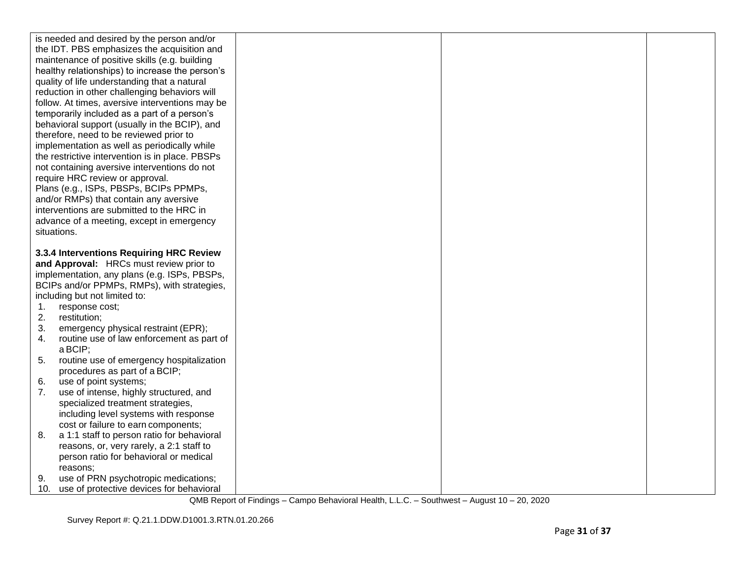| | | | |
|---|---|---|---|
| is needed and desired by the person and/or the IDT. PBS emphasizes the acquisition and maintenance of positive skills (e.g. building healthy relationships) to increase the person's quality of life understanding that a natural reduction in other challenging behaviors will follow. At times, aversive interventions may be temporarily included as a part of a person's behavioral support (usually in the BCIP), and therefore, need to be reviewed prior to implementation as well as periodically while the restrictive intervention is in place. PBSPs not containing aversive interventions do not require HRC review or approval.<br>Plans (e.g., ISPs, PBSPs, BCIPs PPMPs, and/or RMPs) that contain any aversive interventions are submitted to the HRC in advance of a meeting, except in emergency situations.<br><br>**3.3.4 Interventions Requiring HRC Review and Approval:** HRCs must review prior to implementation, any plans (e.g. ISPs, PBSPs, BCIPs and/or PPMPs, RMPs), with strategies, including but not limited to:<br>1. response cost;<br>2. restitution;<br>3. emergency physical restraint (EPR);<br>4. routine use of law enforcement as part of a BCIP;<br>5. routine use of emergency hospitalization procedures as part of a BCIP;<br>6. use of point systems;<br>7. use of intense, highly structured, and specialized treatment strategies, including level systems with response cost or failure to earn components;<br>8. a 1:1 staff to person ratio for behavioral reasons, or, very rarely, a 2:1 staff to person ratio for behavioral or medical reasons;<br>9. use of PRN psychotropic medications;<br>10. use of protective devices for behavioral | | | |

QMB Report of Findings – Campo Behavioral Health, L.L.C. – Southwest – August 10 – 20, 2020

Survey Report #: Q.21.1.DDW.D1001.3.RTN.01.20.266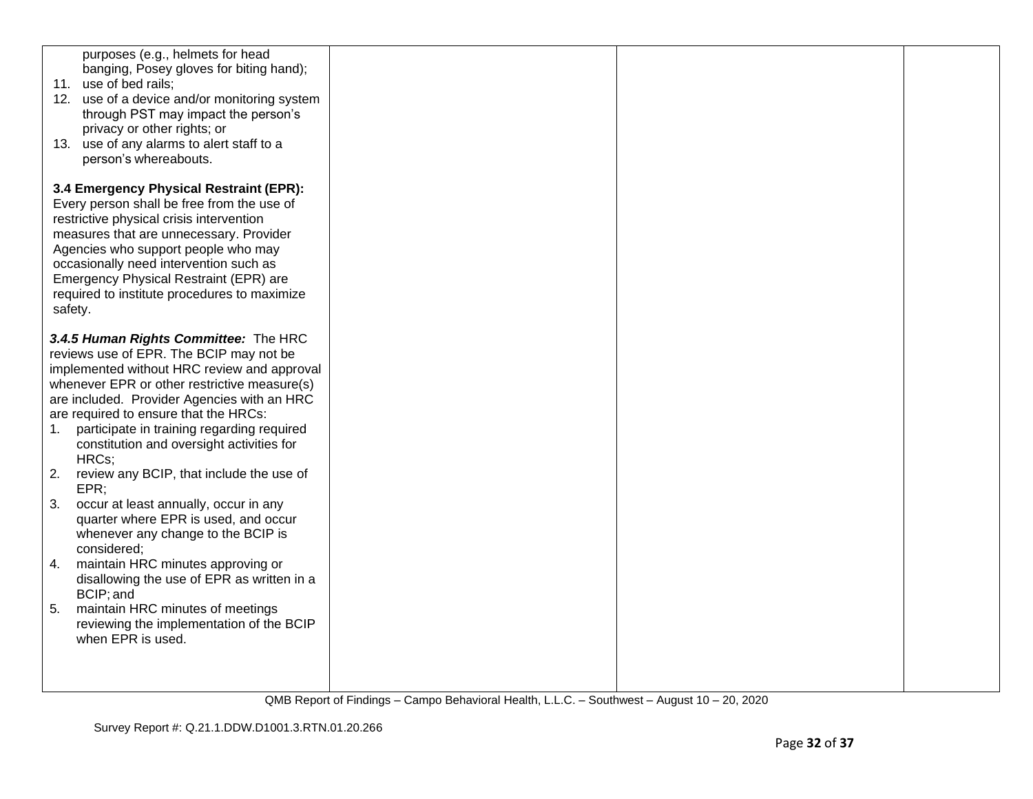| | | | |
|---|---|---|---|
| purposes (e.g., helmets for head banging, Posey gloves for biting hand);<br>11. use of bed rails;<br>12. use of a device and/or monitoring system through PST may impact the person's privacy or other rights; or<br>13. use of any alarms to alert staff to a person's whereabouts.<br><br>**3.4 Emergency Physical Restraint (EPR):** Every person shall be free from the use of restrictive physical crisis intervention measures that are unnecessary. Provider Agencies who support people who may occasionally need intervention such as Emergency Physical Restraint (EPR) are required to institute procedures to maximize safety.<br><br>***3.4.5 Human Rights Committee:*** The HRC reviews use of EPR. The BCIP may not be implemented without HRC review and approval whenever EPR or other restrictive measure(s) are included. Provider Agencies with an HRC are required to ensure that the HRCs:<br>1. participate in training regarding required constitution and oversight activities for HRCs;<br>2. review any BCIP, that include the use of EPR;<br>3. occur at least annually, occur in any quarter where EPR is used, and occur whenever any change to the BCIP is considered;<br>4. maintain HRC minutes approving or disallowing the use of EPR as written in a BCIP; and<br>5. maintain HRC minutes of meetings reviewing the implementation of the BCIP when EPR is used. | | | |

QMB Report of Findings – Campo Behavioral Health, L.L.C. – Southwest – August 10 – 20, 2020

Survey Report #: Q.21.1.DDW.D1001.3.RTN.01.20.266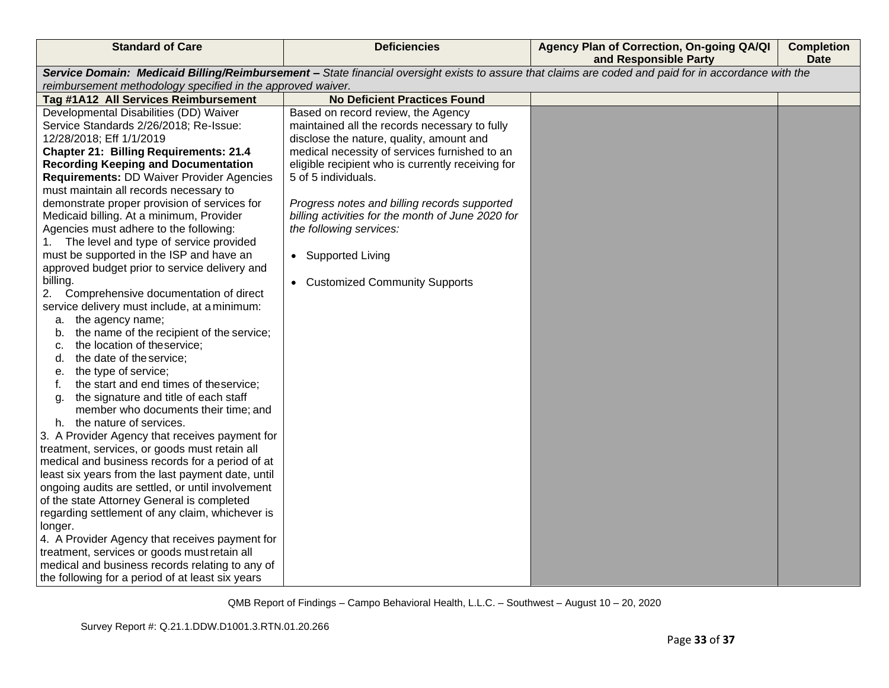| Standard of Care | Deficiencies | Agency Plan of Correction, On-going QA/QI and Responsible Party | Completion Date |
|---|---|---|---|
| ***Service Domain: Medicaid Billing/Reimbursement –*** *State financial oversight exists to assure that claims are coded and paid for in accordance with the reimbursement methodology specified in the approved waiver.* | | | |
| **Tag #1A12 All Services Reimbursement** | **No Deficient Practices Found** | | |
| Developmental Disabilities (DD) Waiver Service Standards 2/26/2018; Re-Issue: 12/28/2018; Eff 1/1/2019<br>**Chapter 21: Billing Requirements: 21.4 Recording Keeping and Documentation Requirements:** DD Waiver Provider Agencies must maintain all records necessary to demonstrate proper provision of services for Medicaid billing. At a minimum, Provider Agencies must adhere to the following:<br>1. The level and type of service provided must be supported in the ISP and have an approved budget prior to service delivery and billing.<br>2. Comprehensive documentation of direct service delivery must include, at a minimum:<br>a. the agency name;<br>b. the name of the recipient of the service;<br>c. the location of the service;<br>d. the date of the service;<br>e. the type of service;<br>f. the start and end times of the service;<br>g. the signature and title of each staff member who documents their time; and<br>h. the nature of services.<br>3. A Provider Agency that receives payment for treatment, services, or goods must retain all medical and business records for a period of at least six years from the last payment date, until ongoing audits are settled, or until involvement of the state Attorney General is completed regarding settlement of any claim, whichever is longer.<br>4. A Provider Agency that receives payment for treatment, services or goods must retain all medical and business records relating to any of the following for a period of at least six years | Based on record review, the Agency maintained all the records necessary to fully disclose the nature, quality, amount and medical necessity of services furnished to an eligible recipient who is currently receiving for 5 of 5 individuals.<br><br>*Progress notes and billing records supported billing activities for the month of June 2020 for the following services:*<br><br>• Supported Living<br><br>• Customized Community Supports | | |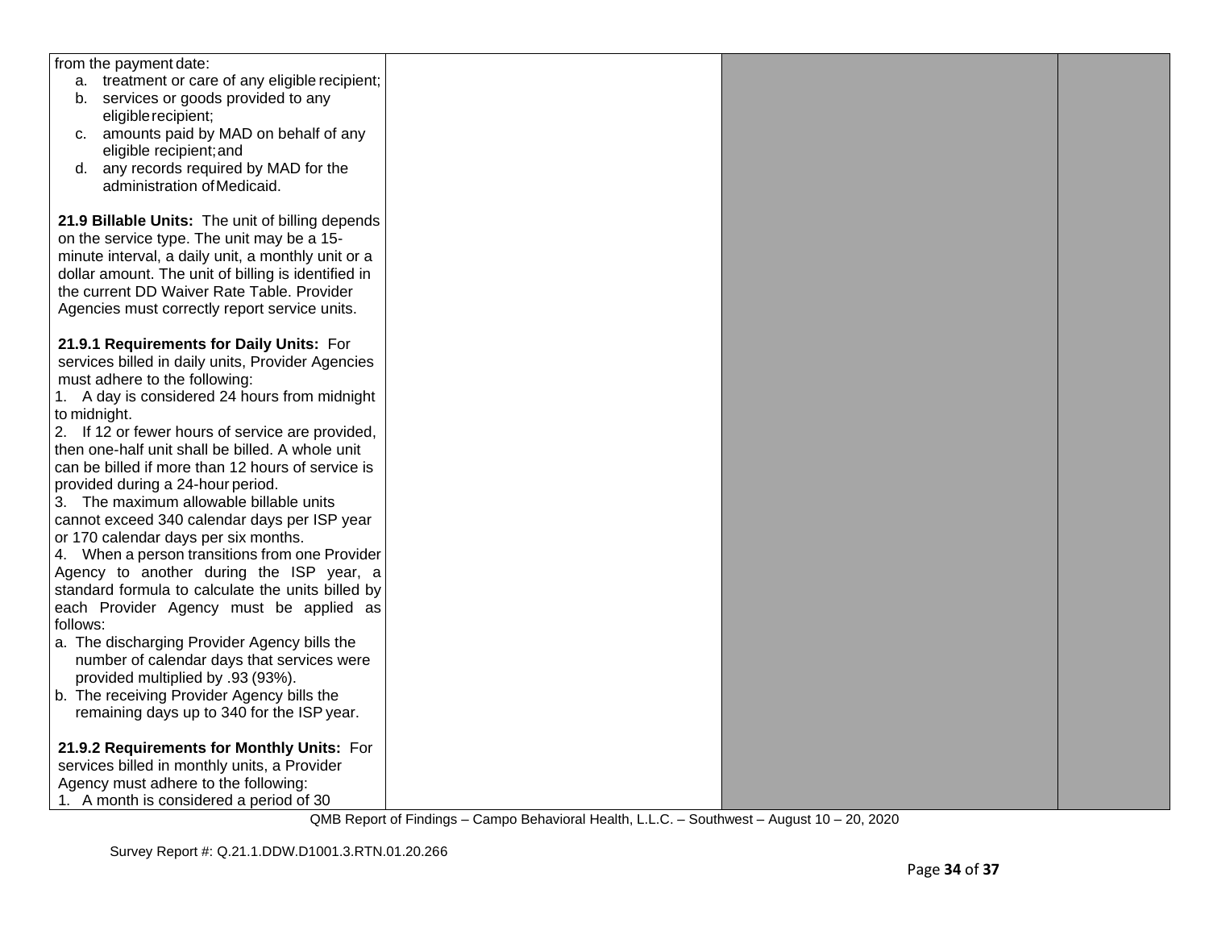| | | | |
|---|---|---|---|
| from the payment date:<br>a. treatment or care of any eligible recipient;<br>b. services or goods provided to any eligible recipient;<br>c. amounts paid by MAD on behalf of any eligible recipient; and<br>d. any records required by MAD for the administration of Medicaid.<br><br>**21.9 Billable Units:** The unit of billing depends on the service type. The unit may be a 15-minute interval, a daily unit, a monthly unit or a dollar amount. The unit of billing is identified in the current DD Waiver Rate Table. Provider Agencies must correctly report service units.<br><br>**21.9.1 Requirements for Daily Units:** For services billed in daily units, Provider Agencies must adhere to the following:<br>1. A day is considered 24 hours from midnight to midnight.<br>2. If 12 or fewer hours of service are provided, then one-half unit shall be billed. A whole unit can be billed if more than 12 hours of service is provided during a 24-hour period.<br>3. The maximum allowable billable units cannot exceed 340 calendar days per ISP year or 170 calendar days per six months.<br>4. When a person transitions from one Provider Agency to another during the ISP year, a standard formula to calculate the units billed by each Provider Agency must be applied as follows:<br>a. The discharging Provider Agency bills the number of calendar days that services were provided multiplied by .93 (93%).<br>b. The receiving Provider Agency bills the remaining days up to 340 for the ISP year.<br><br>**21.9.2 Requirements for Monthly Units:** For services billed in monthly units, a Provider Agency must adhere to the following:<br>1. A month is considered a period of 30 | | | |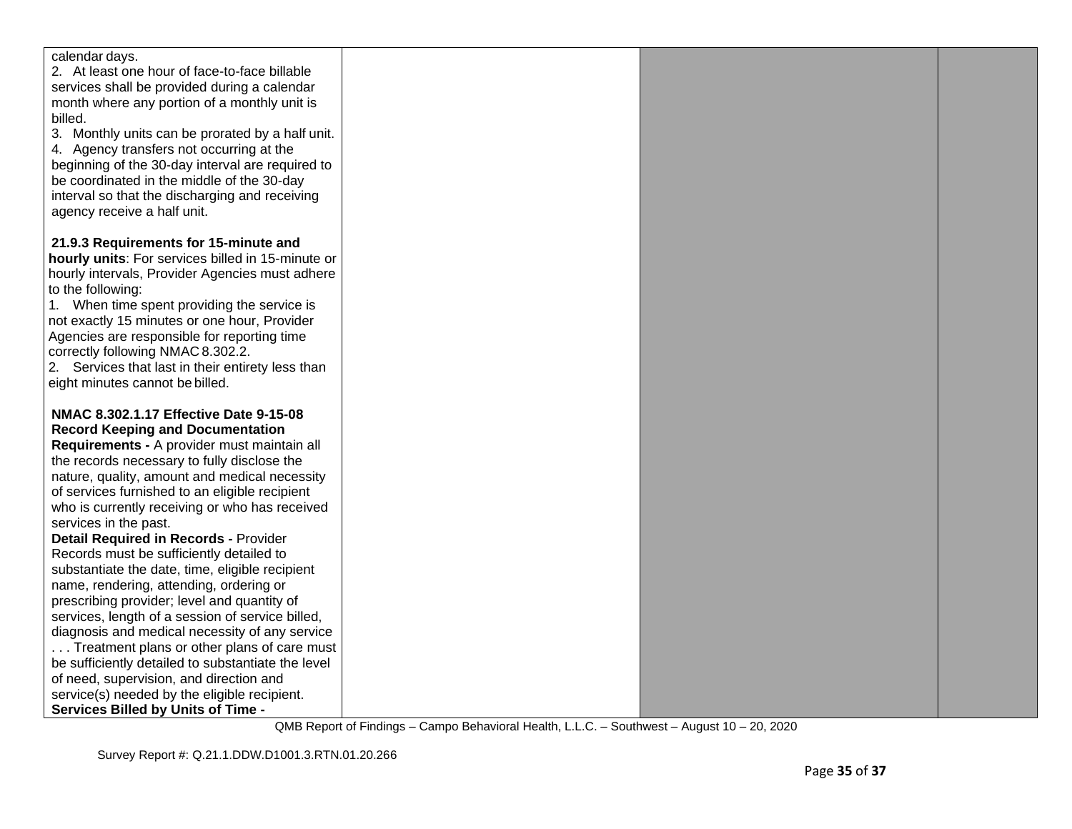| | | | |
|---|---|---|---|
| calendar days.<br>2. At least one hour of face-to-face billable services shall be provided during a calendar month where any portion of a monthly unit is billed.<br>3. Monthly units can be prorated by a half unit.<br>4. Agency transfers not occurring at the beginning of the 30-day interval are required to be coordinated in the middle of the 30-day interval so that the discharging and receiving agency receive a half unit.<br><br>**21.9.3 Requirements for 15-minute and hourly units**: For services billed in 15-minute or hourly intervals, Provider Agencies must adhere to the following:<br>1. When time spent providing the service is not exactly 15 minutes or one hour, Provider Agencies are responsible for reporting time correctly following NMAC 8.302.2.<br>2. Services that last in their entirety less than eight minutes cannot be billed.<br><br>**NMAC 8.302.1.17 Effective Date 9-15-08 Record Keeping and Documentation Requirements -** A provider must maintain all the records necessary to fully disclose the nature, quality, amount and medical necessity of services furnished to an eligible recipient who is currently receiving or who has received services in the past.<br>**Detail Required in Records -** Provider Records must be sufficiently detailed to substantiate the date, time, eligible recipient name, rendering, attending, ordering or prescribing provider; level and quantity of services, length of a session of service billed, diagnosis and medical necessity of any service . . . Treatment plans or other plans of care must be sufficiently detailed to substantiate the level of need, supervision, and direction and service(s) needed by the eligible recipient.<br>**Services Billed by Units of Time -** | | | |

QMB Report of Findings – Campo Behavioral Health, L.L.C. – Southwest – August 10 – 20, 2020

Survey Report #: Q.21.1.DDW.D1001.3.RTN.01.20.266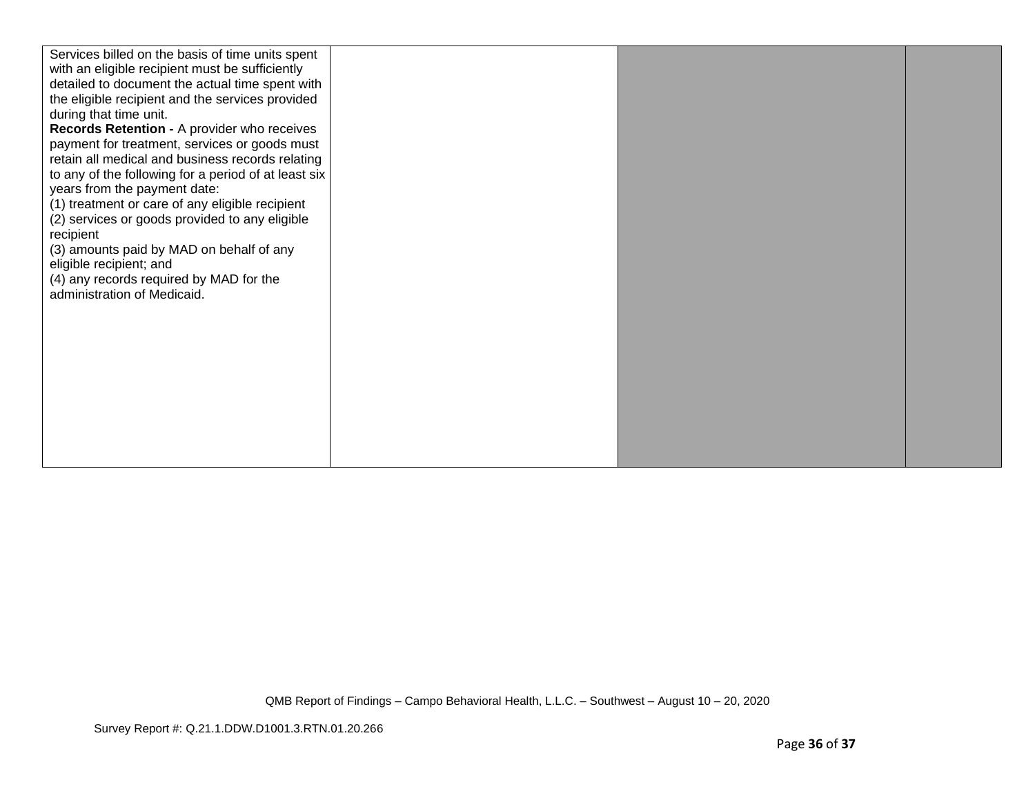| | | | |
|---|---|---|---|
| Services billed on the basis of time units spent with an eligible recipient must be sufficiently detailed to document the actual time spent with the eligible recipient and the services provided during that time unit.<br>**Records Retention -** A provider who receives payment for treatment, services or goods must retain all medical and business records relating to any of the following for a period of at least six years from the payment date:<br>(1) treatment or care of any eligible recipient<br>(2) services or goods provided to any eligible recipient<br>(3) amounts paid by MAD on behalf of any eligible recipient; and<br>(4) any records required by MAD for the administration of Medicaid. | | | |

QMB Report of Findings – Campo Behavioral Health, L.L.C. – Southwest – August 10 – 20, 2020

Survey Report #: Q.21.1.DDW.D1001.3.RTN.01.20.266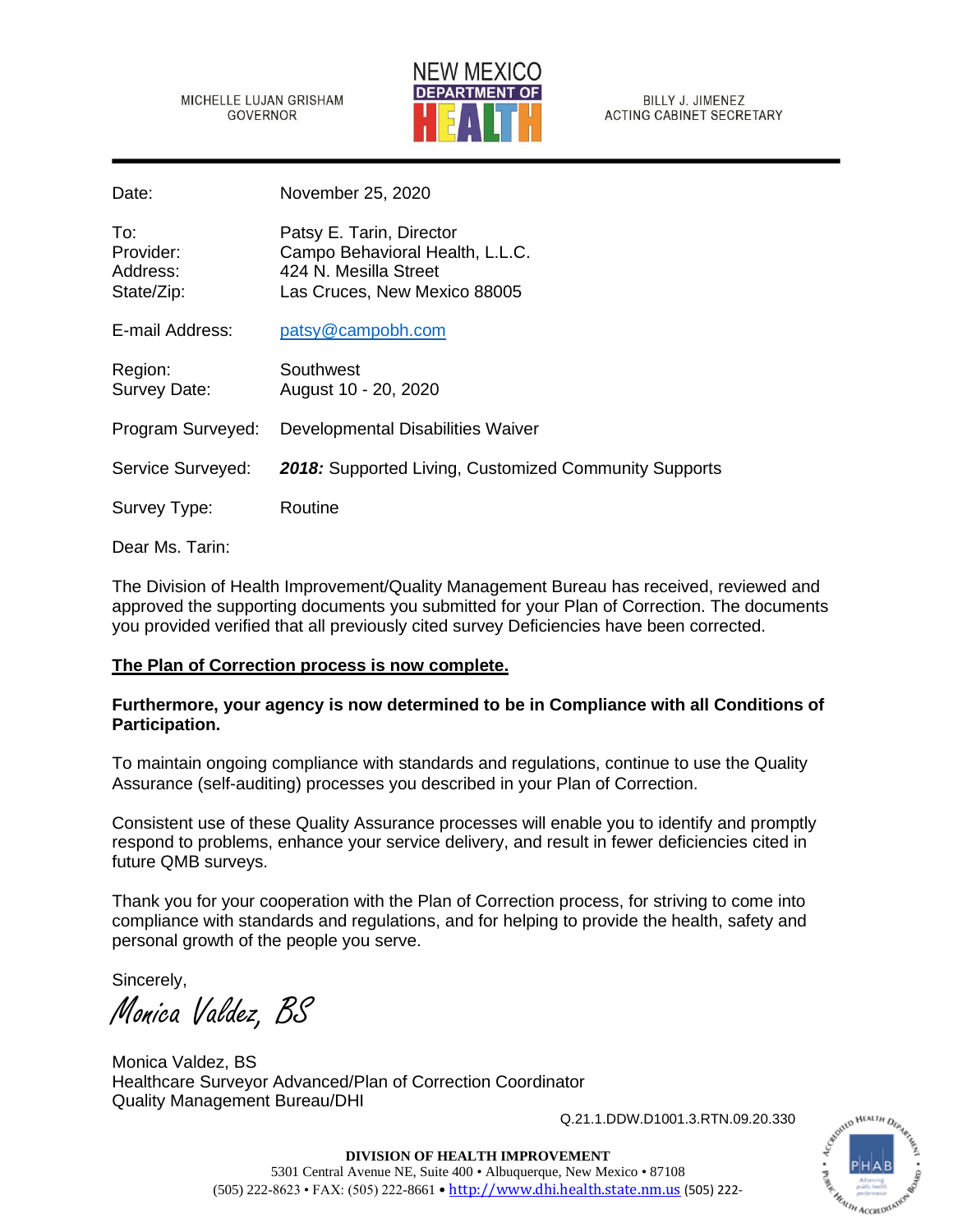MICHELLE LUJAN GRISHAM
GOVERNOR

NEW MEXICO
DEPARTMENT OF
HEALTH

BILLY J. JIMENEZ
ACTING CABINET SECRETARY

| | |
|---|---|
| Date: | November 25, 2020 |
| To: | Patsy E. Tarin, Director |
| Provider: | Campo Behavioral Health, L.L.C. |
| Address: | 424 N. Mesilla Street |
| State/Zip: | Las Cruces, New Mexico 88005 |
| E-mail Address: | patsy@campobh.com |
| Region: | Southwest |
| Survey Date: | August 10 - 20, 2020 |
| Program Surveyed: | Developmental Disabilities Waiver |
| Service Surveyed: | ***2018:*** Supported Living, Customized Community Supports |
| Survey Type: | Routine |

Dear Ms. Tarin:

The Division of Health Improvement/Quality Management Bureau has received, reviewed and approved the supporting documents you submitted for your Plan of Correction. The documents you provided verified that all previously cited survey Deficiencies have been corrected.

**The Plan of Correction process is now complete.**

**Furthermore, your agency is now determined to be in Compliance with all Conditions of Participation.**

To maintain ongoing compliance with standards and regulations, continue to use the Quality Assurance (self-auditing) processes you described in your Plan of Correction.

Consistent use of these Quality Assurance processes will enable you to identify and promptly respond to problems, enhance your service delivery, and result in fewer deficiencies cited in future QMB surveys.

Thank you for your cooperation with the Plan of Correction process, for striving to come into compliance with standards and regulations, and for helping to provide the health, safety and personal growth of the people you serve.

Sincerely,

*Monica Valdez, BS*

Monica Valdez, BS
Healthcare Surveyor Advanced/Plan of Correction Coordinator
Quality Management Bureau/DHI

Q.21.1.DDW.D1001.3.RTN.09.20.330

**DIVISION OF HEALTH IMPROVEMENT**
5301 Central Avenue NE, Suite 400 • Albuquerque, New Mexico • 87108
(505) 222-8623 • FAX: (505) 222-8661 • http://www.dhi.health.state.nm.us (505) 222-